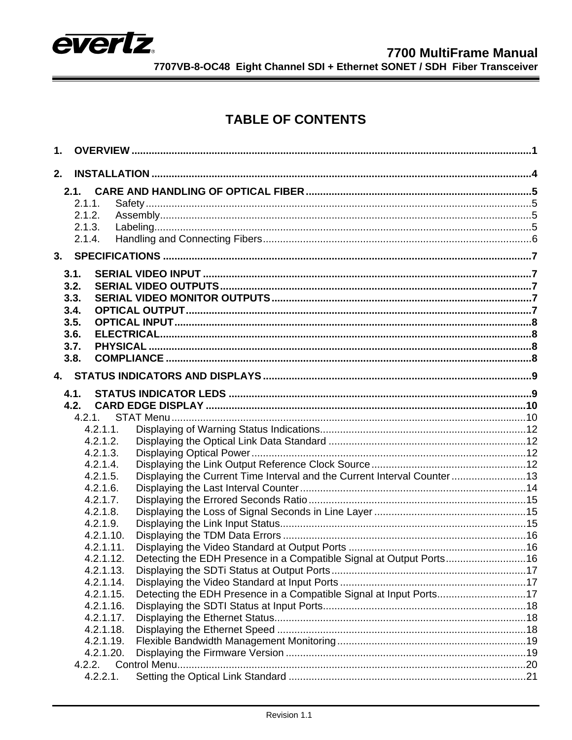# TABLE OF CONTENTS

**1. OVERVIEW** .......... **1**

**2. INSTALLATION** .......... **4**

- **2.1. CARE AND HANDLING OF OPTICAL FIBER** .......... **5**
  - 2.1.1. Safety .......... 5
  - 2.1.2. Assembly .......... 5
  - 2.1.3. Labeling .......... 5
  - 2.1.4. Handling and Connecting Fibers .......... 6

**3. SPECIFICATIONS** .......... **7**

- **3.1. SERIAL VIDEO INPUT** .......... **7**
- **3.2. SERIAL VIDEO OUTPUTS** .......... **7**
- **3.3. SERIAL VIDEO MONITOR OUTPUTS** .......... **7**
- **3.4. OPTICAL OUTPUT** .......... **7**
- **3.5. OPTICAL INPUT** .......... **8**
- **3.6. ELECTRICAL** .......... **8**
- **3.7. PHYSICAL** .......... **8**
- **3.8. COMPLIANCE** .......... **8**

**4. STATUS INDICATORS AND DISPLAYS** .......... **9**

- **4.1. STATUS INDICATOR LEDS** .......... **9**
- **4.2. CARD EDGE DISPLAY** .......... **10**
  - 4.2.1. STAT Menu .......... 10
    - 4.2.1.1. Displaying of Warning Status Indications .......... 12
    - 4.2.1.2. Displaying the Optical Link Data Standard .......... 12
    - 4.2.1.3. Displaying Optical Power .......... 12
    - 4.2.1.4. Displaying the Link Output Reference Clock Source .......... 12
    - 4.2.1.5. Displaying the Current Time Interval and the Current Interval Counter .......... 13
    - 4.2.1.6. Displaying the Last Interval Counter .......... 14
    - 4.2.1.7. Displaying the Errored Seconds Ratio .......... 15
    - 4.2.1.8. Displaying the Loss of Signal Seconds in Line Layer .......... 15
    - 4.2.1.9. Displaying the Link Input Status .......... 15
    - 4.2.1.10. Displaying the TDM Data Errors .......... 16
    - 4.2.1.11. Displaying the Video Standard at Output Ports .......... 16
    - 4.2.1.12. Detecting the EDH Presence in a Compatible Signal at Output Ports .......... 16
    - 4.2.1.13. Displaying the SDTi Status at Output Ports .......... 17
    - 4.2.1.14. Displaying the Video Standard at Input Ports .......... 17
    - 4.2.1.15. Detecting the EDH Presence in a Compatible Signal at Input Ports .......... 17
    - 4.2.1.16. Displaying the SDTI Status at Input Ports .......... 18
    - 4.2.1.17. Displaying the Ethernet Status .......... 18
    - 4.2.1.18. Displaying the Ethernet Speed .......... 18
    - 4.2.1.19. Flexible Bandwidth Management Monitoring .......... 19
    - 4.2.1.20. Displaying the Firmware Version .......... 19
  - 4.2.2. Control Menu .......... 20
    - 4.2.2.1. Setting the Optical Link Standard .......... 21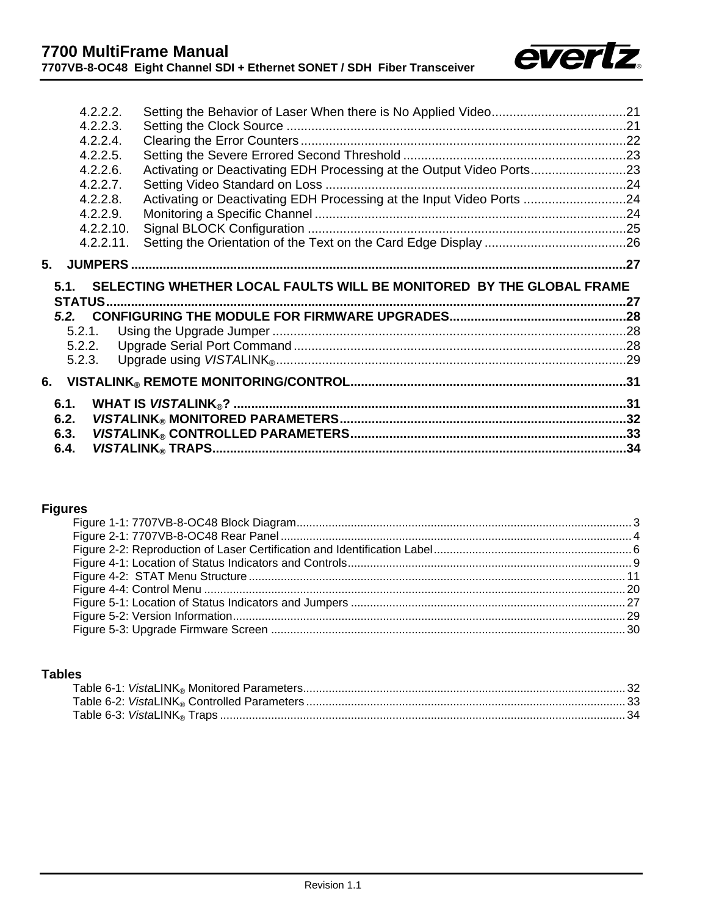4.2.2.2. Setting the Behavior of Laser When there is No Applied Video ........ 21
4.2.2.3. Setting the Clock Source ........ 21
4.2.2.4. Clearing the Error Counters ........ 22
4.2.2.5. Setting the Severe Errored Second Threshold ........ 23
4.2.2.6. Activating or Deactivating EDH Processing at the Output Video Ports ........ 23
4.2.2.7. Setting Video Standard on Loss ........ 24
4.2.2.8. Activating or Deactivating EDH Processing at the Input Video Ports ........ 24
4.2.2.9. Monitoring a Specific Channel ........ 24
4.2.2.10. Signal BLOCK Configuration ........ 25
4.2.2.11. Setting the Orientation of the Text on the Card Edge Display ........ 26

**5. JUMPERS ........ 27**

**5.1. SELECTING WHETHER LOCAL FAULTS WILL BE MONITORED BY THE GLOBAL FRAME STATUS ........ 27**
***5.2.* CONFIGURING THE MODULE FOR FIRMWARE UPGRADES ........ 28**
5.2.1. Using the Upgrade Jumper ........ 28
5.2.2. Upgrade Serial Port Command ........ 28
5.2.3. Upgrade using *VISTA*LINK® ........ 29

**6. VISTALINK® REMOTE MONITORING/CONTROL ........ 31**

**6.1. WHAT IS *VISTA*LINK®? ........ 31**
**6.2. *VISTA*LINK® MONITORED PARAMETERS ........ 32**
**6.3. *VISTA*LINK® CONTROLLED PARAMETERS ........ 33**
**6.4. *VISTA*LINK® TRAPS ........ 34**

## Figures

Figure 1-1: 7707VB-8-OC48 Block Diagram ........ 3
Figure 2-1: 7707VB-8-OC48 Rear Panel ........ 4
Figure 2-2: Reproduction of Laser Certification and Identification Label ........ 6
Figure 4-1: Location of Status Indicators and Controls ........ 9
Figure 4-2: STAT Menu Structure ........ 11
Figure 4-4: Control Menu ........ 20
Figure 5-1: Location of Status Indicators and Jumpers ........ 27
Figure 5-2: Version Information ........ 29
Figure 5-3: Upgrade Firmware Screen ........ 30

## Tables

Table 6-1: *Vista*LINK® Monitored Parameters ........ 32
Table 6-2: *Vista*LINK® Controlled Parameters ........ 33
Table 6-3: *Vista*LINK® Traps ........ 34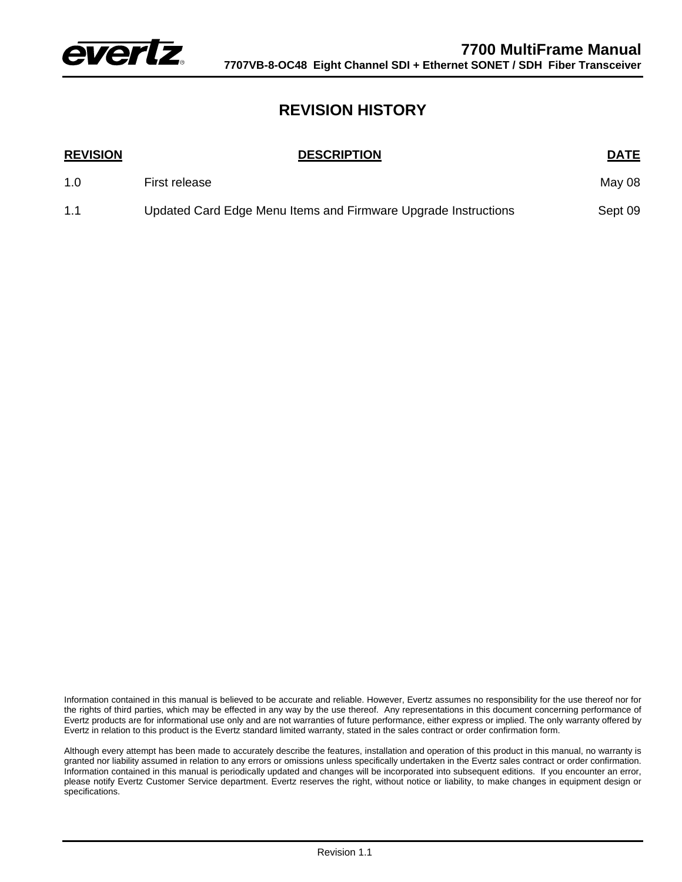# REVISION HISTORY

| REVISION | DESCRIPTION | DATE |
|---|---|---|
| 1.0 | First release | May 08 |
| 1.1 | Updated Card Edge Menu Items and Firmware Upgrade Instructions | Sept 09 |

Information contained in this manual is believed to be accurate and reliable. However, Evertz assumes no responsibility for the use thereof nor for the rights of third parties, which may be effected in any way by the use thereof. Any representations in this document concerning performance of Evertz products are for informational use only and are not warranties of future performance, either express or implied. The only warranty offered by Evertz in relation to this product is the Evertz standard limited warranty, stated in the sales contract or order confirmation form.

Although every attempt has been made to accurately describe the features, installation and operation of this product in this manual, no warranty is granted nor liability assumed in relation to any errors or omissions unless specifically undertaken in the Evertz sales contract or order confirmation. Information contained in this manual is periodically updated and changes will be incorporated into subsequent editions. If you encounter an error, please notify Evertz Customer Service department. Evertz reserves the right, without notice or liability, to make changes in equipment design or specifications.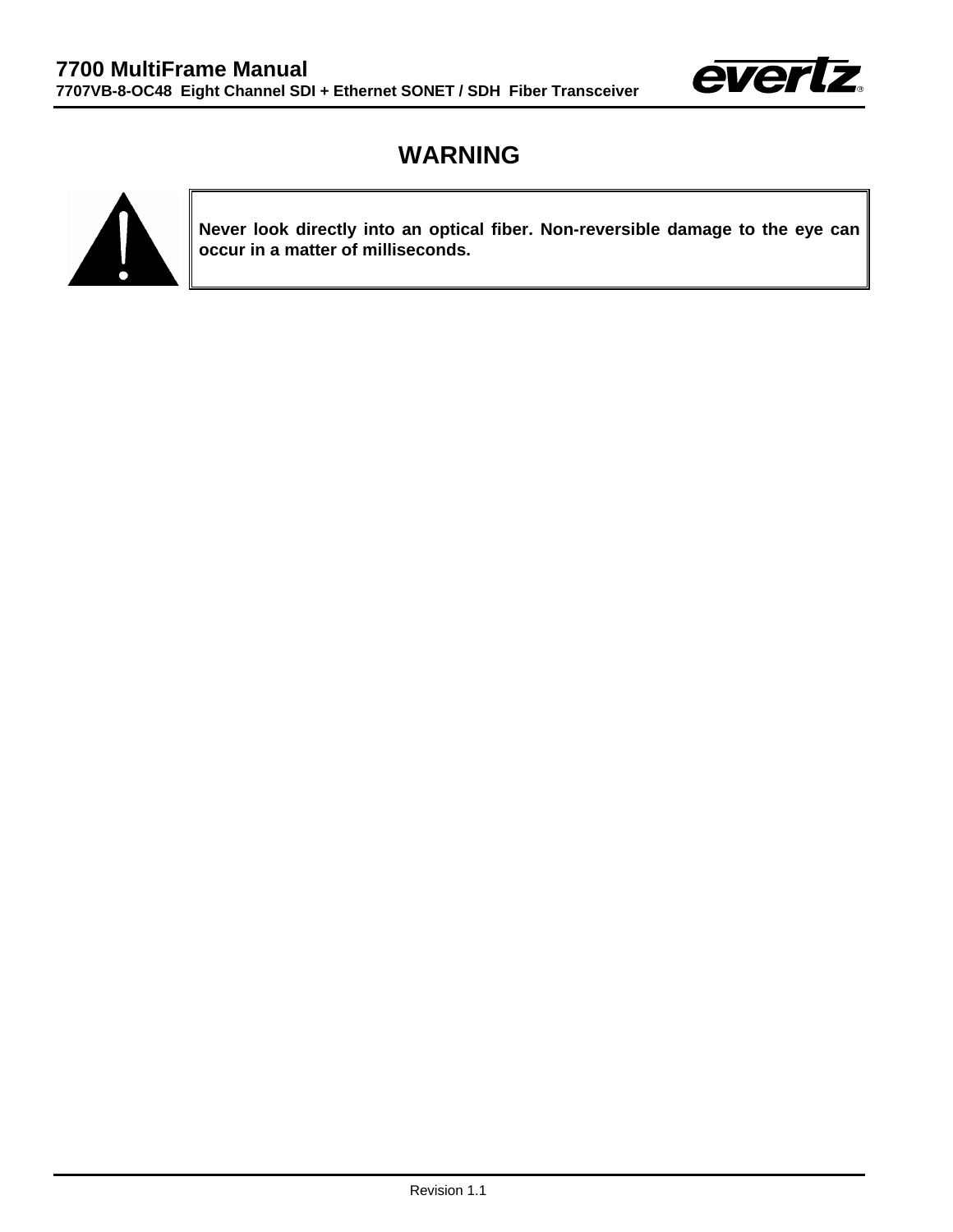# WARNING

**Never look directly into an optical fiber. Non-reversible damage to the eye can occur in a matter of milliseconds.**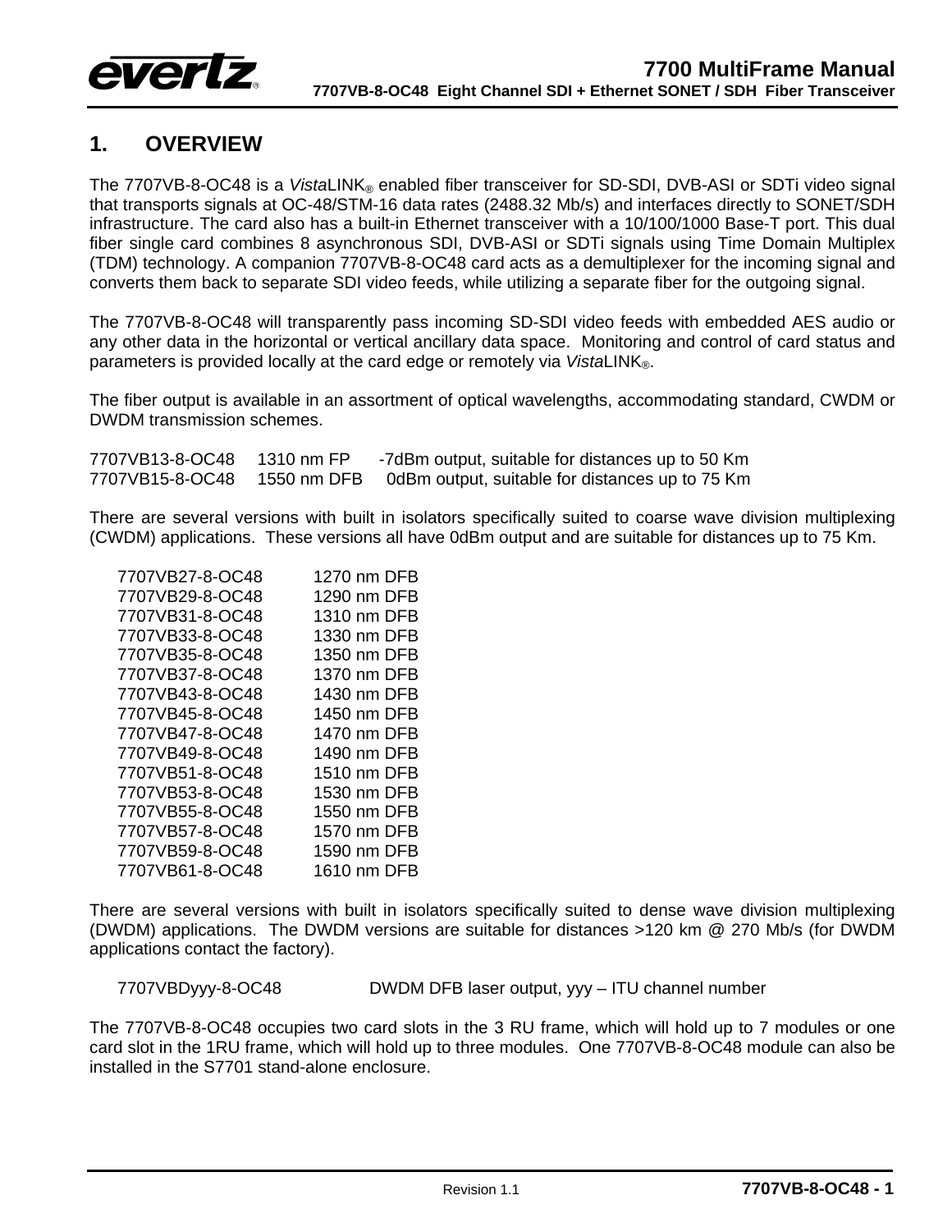# 1. OVERVIEW

The 7707VB-8-OC48 is a *Vista*LINK® enabled fiber transceiver for SD-SDI, DVB-ASI or SDTi video signal that transports signals at OC-48/STM-16 data rates (2488.32 Mb/s) and interfaces directly to SONET/SDH infrastructure. The card also has a built-in Ethernet transceiver with a 10/100/1000 Base-T port. This dual fiber single card combines 8 asynchronous SDI, DVB-ASI or SDTi signals using Time Domain Multiplex (TDM) technology. A companion 7707VB-8-OC48 card acts as a demultiplexer for the incoming signal and converts them back to separate SDI video feeds, while utilizing a separate fiber for the outgoing signal.

The 7707VB-8-OC48 will transparently pass incoming SD-SDI video feeds with embedded AES audio or any other data in the horizontal or vertical ancillary data space. Monitoring and control of card status and parameters is provided locally at the card edge or remotely via *Vista*LINK®.

The fiber output is available in an assortment of optical wavelengths, accommodating standard, CWDM or DWDM transmission schemes.

| | | |
|---|---|---|
| 7707VB13-8-OC48 | 1310 nm FP | -7dBm output, suitable for distances up to 50 Km |
| 7707VB15-8-OC48 | 1550 nm DFB | 0dBm output, suitable for distances up to 75 Km |

There are several versions with built in isolators specifically suited to coarse wave division multiplexing (CWDM) applications. These versions all have 0dBm output and are suitable for distances up to 75 Km.

| | |
|---|---|
| 7707VB27-8-OC48 | 1270 nm DFB |
| 7707VB29-8-OC48 | 1290 nm DFB |
| 7707VB31-8-OC48 | 1310 nm DFB |
| 7707VB33-8-OC48 | 1330 nm DFB |
| 7707VB35-8-OC48 | 1350 nm DFB |
| 7707VB37-8-OC48 | 1370 nm DFB |
| 7707VB43-8-OC48 | 1430 nm DFB |
| 7707VB45-8-OC48 | 1450 nm DFB |
| 7707VB47-8-OC48 | 1470 nm DFB |
| 7707VB49-8-OC48 | 1490 nm DFB |
| 7707VB51-8-OC48 | 1510 nm DFB |
| 7707VB53-8-OC48 | 1530 nm DFB |
| 7707VB55-8-OC48 | 1550 nm DFB |
| 7707VB57-8-OC48 | 1570 nm DFB |
| 7707VB59-8-OC48 | 1590 nm DFB |
| 7707VB61-8-OC48 | 1610 nm DFB |

There are several versions with built in isolators specifically suited to dense wave division multiplexing (DWDM) applications. The DWDM versions are suitable for distances >120 km @ 270 Mb/s (for DWDM applications contact the factory).

| | |
|---|---|
| 7707VBDyyy-8-OC48 | DWDM DFB laser output, yyy – ITU channel number |

The 7707VB-8-OC48 occupies two card slots in the 3 RU frame, which will hold up to 7 modules or one card slot in the 1RU frame, which will hold up to three modules. One 7707VB-8-OC48 module can also be installed in the S7701 stand-alone enclosure.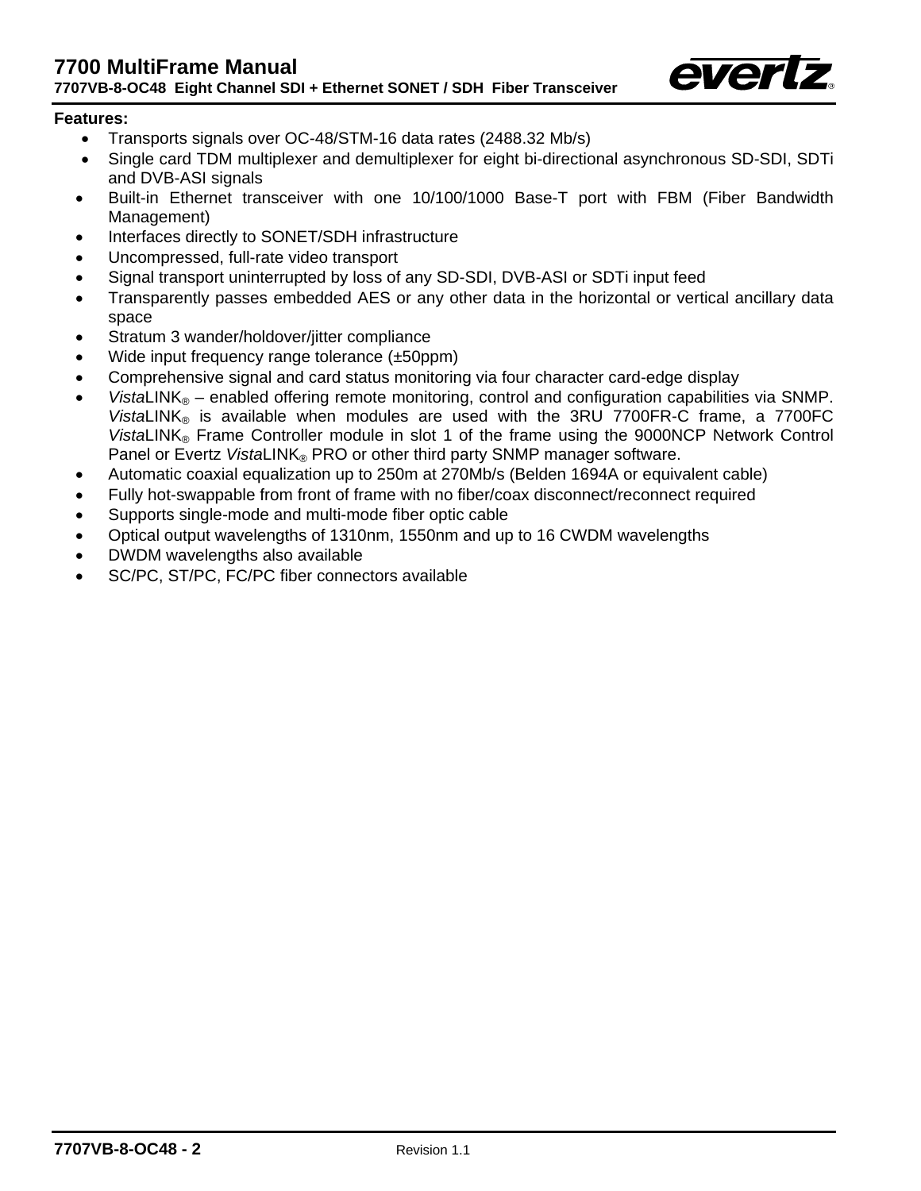**Features:**

- Transports signals over OC-48/STM-16 data rates (2488.32 Mb/s)
- Single card TDM multiplexer and demultiplexer for eight bi-directional asynchronous SD-SDI, SDTi and DVB-ASI signals
- Built-in Ethernet transceiver with one 10/100/1000 Base-T port with FBM (Fiber Bandwidth Management)
- Interfaces directly to SONET/SDH infrastructure
- Uncompressed, full-rate video transport
- Signal transport uninterrupted by loss of any SD-SDI, DVB-ASI or SDTi input feed
- Transparently passes embedded AES or any other data in the horizontal or vertical ancillary data space
- Stratum 3 wander/holdover/jitter compliance
- Wide input frequency range tolerance (±50ppm)
- Comprehensive signal and card status monitoring via four character card-edge display
- *Vista*LINK® – enabled offering remote monitoring, control and configuration capabilities via SNMP. *Vista*LINK® is available when modules are used with the 3RU 7700FR-C frame, a 7700FC *Vista*LINK® Frame Controller module in slot 1 of the frame using the 9000NCP Network Control Panel or Evertz *Vista*LINK® PRO or other third party SNMP manager software.
- Automatic coaxial equalization up to 250m at 270Mb/s (Belden 1694A or equivalent cable)
- Fully hot-swappable from front of frame with no fiber/coax disconnect/reconnect required
- Supports single-mode and multi-mode fiber optic cable
- Optical output wavelengths of 1310nm, 1550nm and up to 16 CWDM wavelengths
- DWDM wavelengths also available
- SC/PC, ST/PC, FC/PC fiber connectors available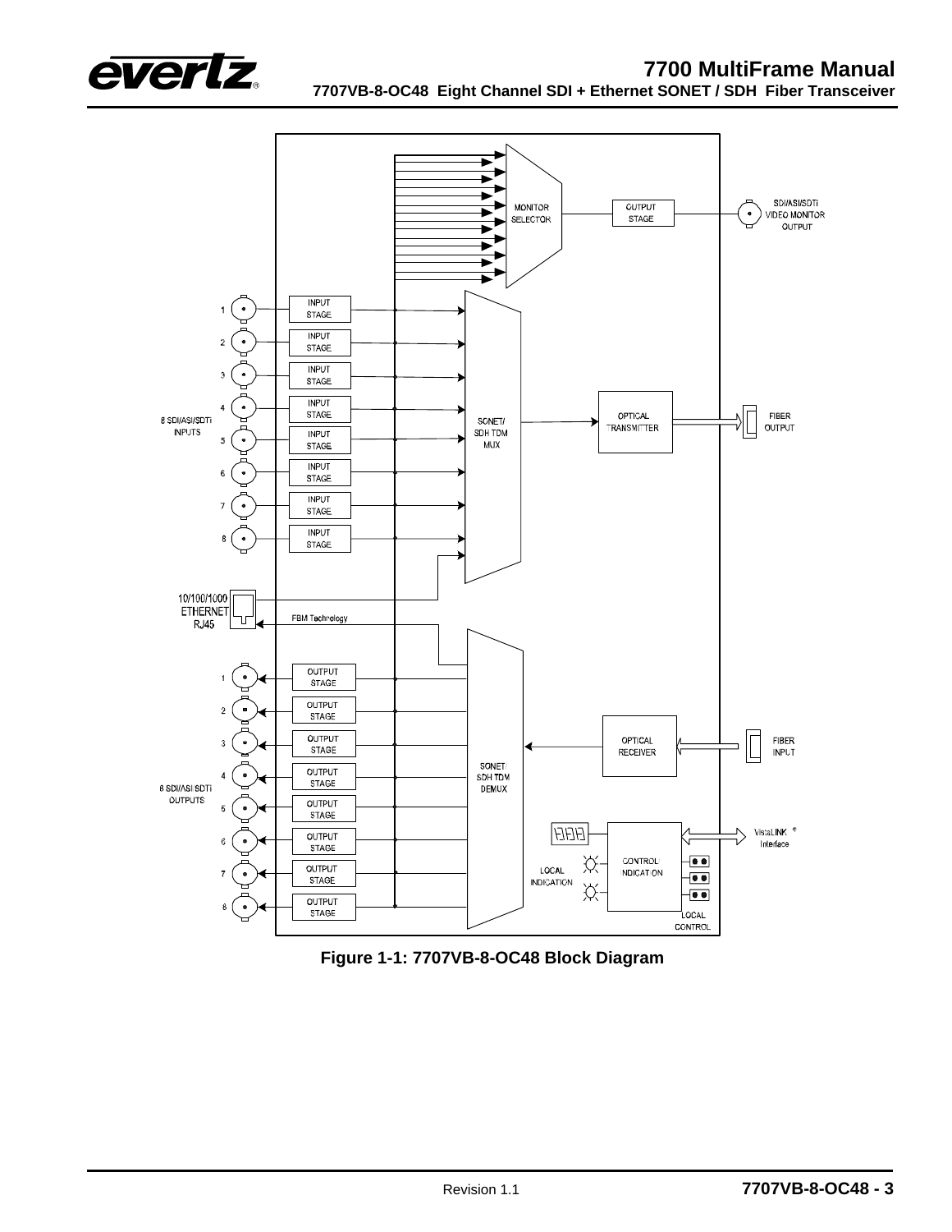Figure 1-1: 7707VB-8-OC48 Block Diagram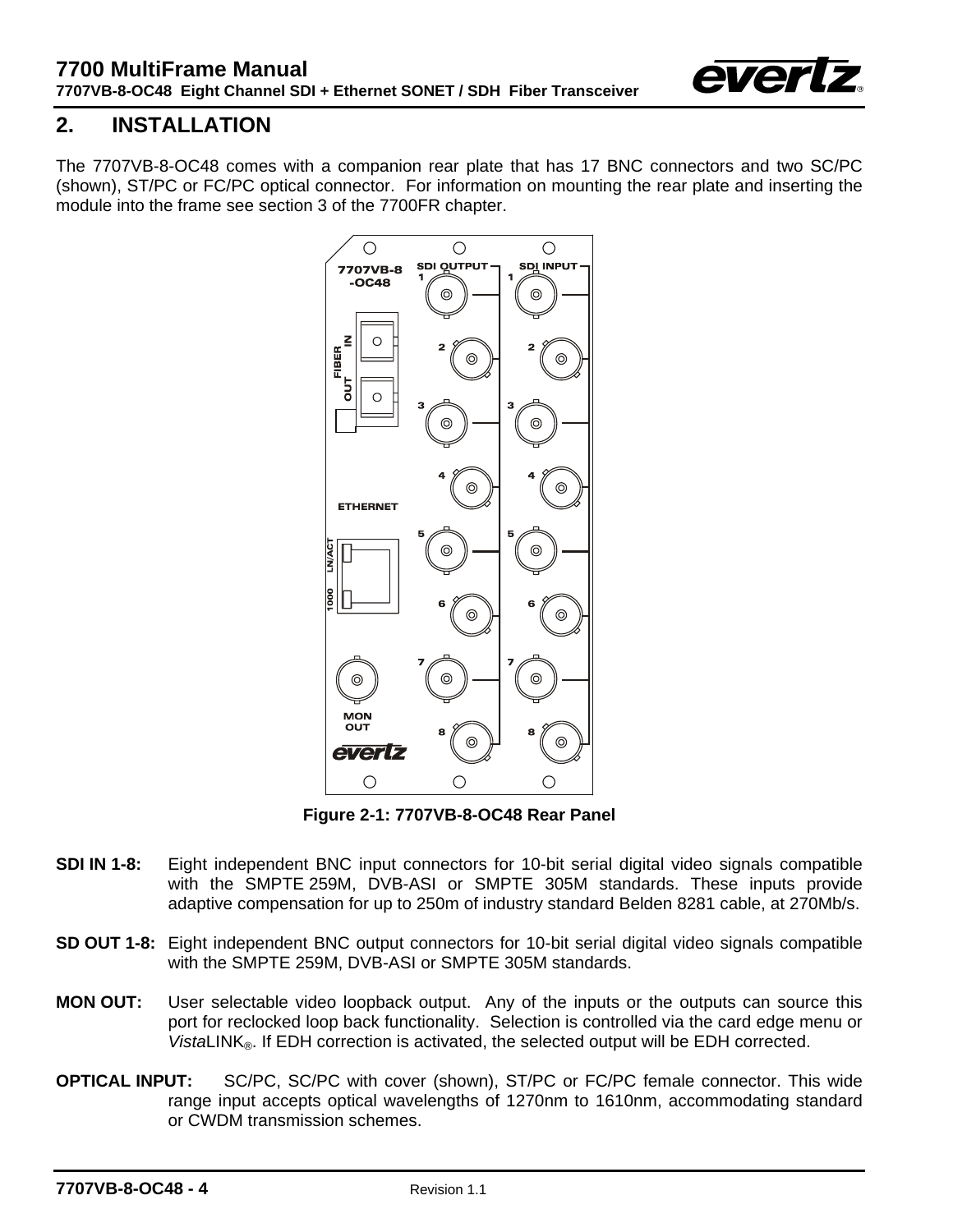# 2. INSTALLATION

The 7707VB-8-OC48 comes with a companion rear plate that has 17 BNC connectors and two SC/PC (shown), ST/PC or FC/PC optical connector. For information on mounting the rear plate and inserting the module into the frame see section 3 of the 7700FR chapter.

**Figure 2-1: 7707VB-8-OC48 Rear Panel**

**SDI IN 1-8:** Eight independent BNC input connectors for 10-bit serial digital video signals compatible with the SMPTE 259M, DVB-ASI or SMPTE 305M standards. These inputs provide adaptive compensation for up to 250m of industry standard Belden 8281 cable, at 270Mb/s.

**SD OUT 1-8:** Eight independent BNC output connectors for 10-bit serial digital video signals compatible with the SMPTE 259M, DVB-ASI or SMPTE 305M standards.

**MON OUT:** User selectable video loopback output. Any of the inputs or the outputs can source this port for reclocked loop back functionality. Selection is controlled via the card edge menu or *Vista*LINK®. If EDH correction is activated, the selected output will be EDH corrected.

**OPTICAL INPUT:** SC/PC, SC/PC with cover (shown), ST/PC or FC/PC female connector. This wide range input accepts optical wavelengths of 1270nm to 1610nm, accommodating standard or CWDM transmission schemes.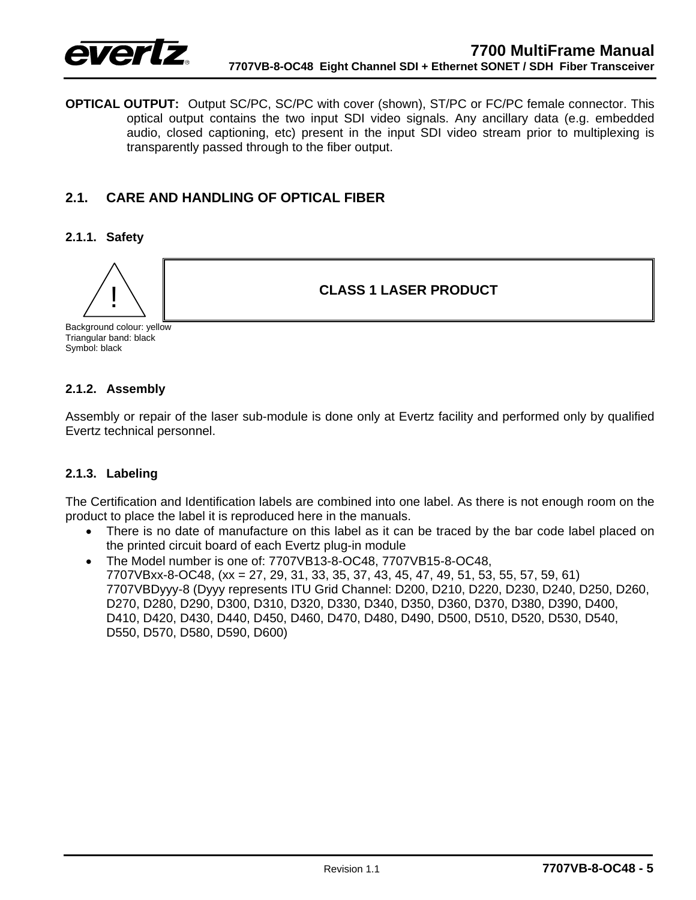**OPTICAL OUTPUT:** Output SC/PC, SC/PC with cover (shown), ST/PC or FC/PC female connector. This optical output contains the two input SDI video signals. Any ancillary data (e.g. embedded audio, closed captioning, etc) present in the input SDI video stream prior to multiplexing is transparently passed through to the fiber output.

## 2.1. CARE AND HANDLING OF OPTICAL FIBER

### 2.1.1. Safety

!

**CLASS 1 LASER PRODUCT**

Background colour: yellow
Triangular band: black
Symbol: black

### 2.1.2. Assembly

Assembly or repair of the laser sub-module is done only at Evertz facility and performed only by qualified Evertz technical personnel.

### 2.1.3. Labeling

The Certification and Identification labels are combined into one label. As there is not enough room on the product to place the label it is reproduced here in the manuals.

- There is no date of manufacture on this label as it can be traced by the bar code label placed on the printed circuit board of each Evertz plug-in module
- The Model number is one of: 7707VB13-8-OC48, 7707VB15-8-OC48,
  7707VBxx-8-OC48, (xx = 27, 29, 31, 33, 35, 37, 43, 45, 47, 49, 51, 53, 55, 57, 59, 61)
  7707VBDyyy-8 (Dyyy represents ITU Grid Channel: D200, D210, D220, D230, D240, D250, D260, D270, D280, D290, D300, D310, D320, D330, D340, D350, D360, D370, D380, D390, D400, D410, D420, D430, D440, D450, D460, D470, D480, D490, D500, D510, D520, D530, D540, D550, D570, D580, D590, D600)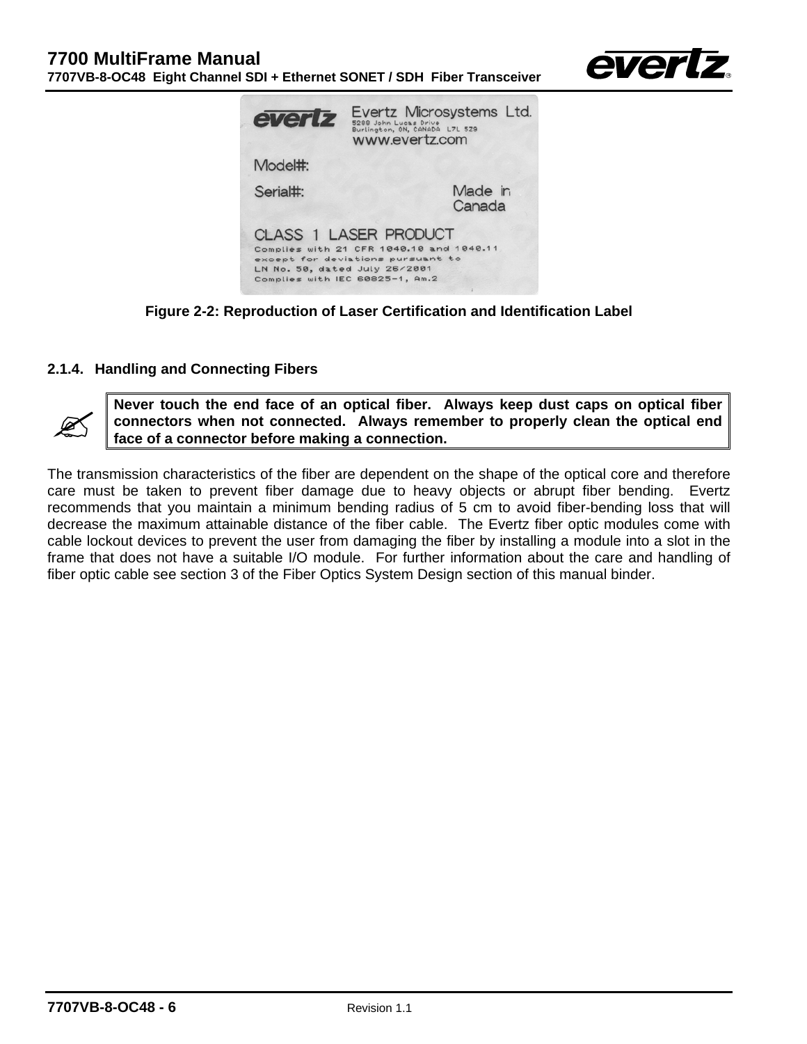Figure 2-2: Reproduction of Laser Certification and Identification Label

### 2.1.4. Handling and Connecting Fibers

> **Never touch the end face of an optical fiber. Always keep dust caps on optical fiber connectors when not connected. Always remember to properly clean the optical end face of a connector before making a connection.**

The transmission characteristics of the fiber are dependent on the shape of the optical core and therefore care must be taken to prevent fiber damage due to heavy objects or abrupt fiber bending. Evertz recommends that you maintain a minimum bending radius of 5 cm to avoid fiber-bending loss that will decrease the maximum attainable distance of the fiber cable. The Evertz fiber optic modules come with cable lockout devices to prevent the user from damaging the fiber by installing a module into a slot in the frame that does not have a suitable I/O module. For further information about the care and handling of fiber optic cable see section 3 of the Fiber Optics System Design section of this manual binder.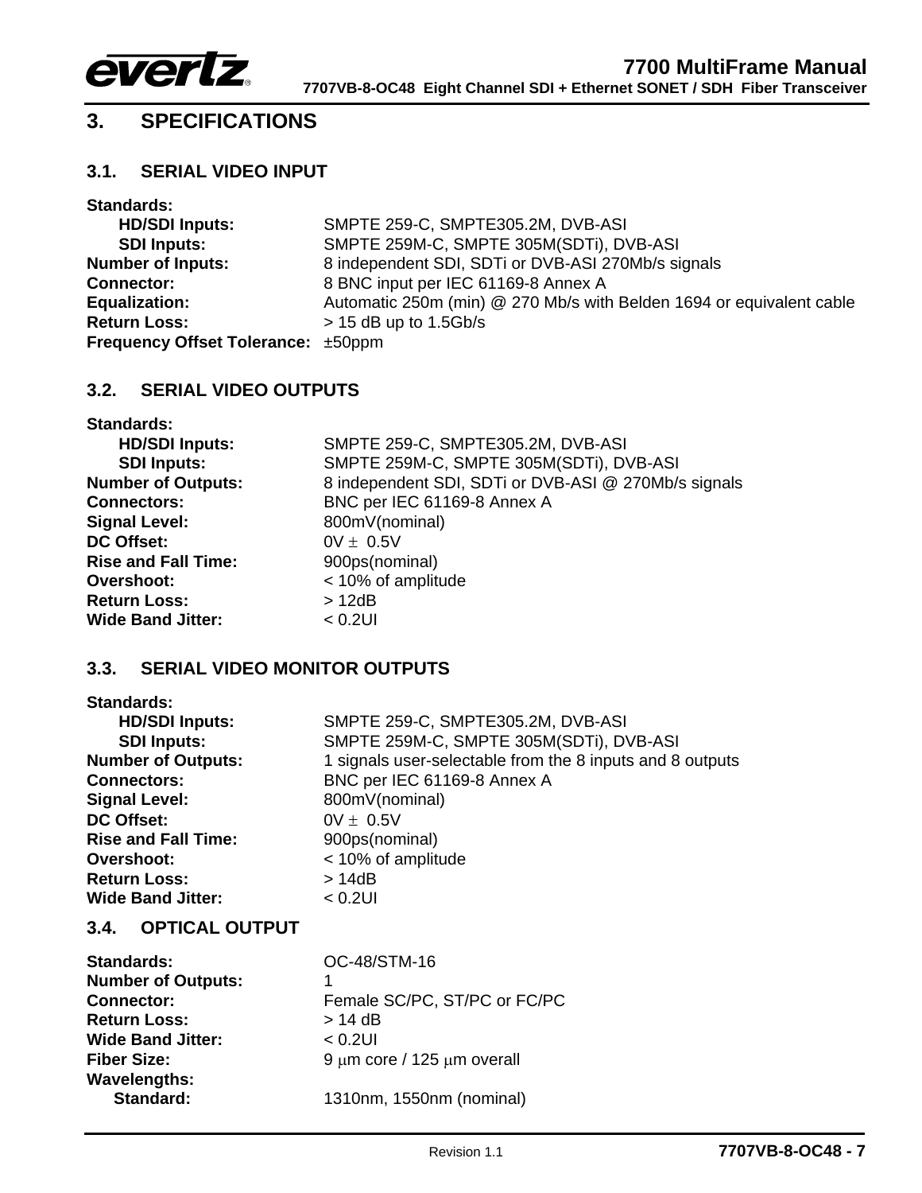# 3. SPECIFICATIONS

## 3.1. SERIAL VIDEO INPUT

**Standards:**

| | |
|---|---|
| **HD/SDI Inputs:** | SMPTE 259-C, SMPTE305.2M, DVB-ASI |
| **SDI Inputs:** | SMPTE 259M-C, SMPTE 305M(SDTi), DVB-ASI |
| **Number of Inputs:** | 8 independent SDI, SDTi or DVB-ASI 270Mb/s signals |
| **Connector:** | 8 BNC input per IEC 61169-8 Annex A |
| **Equalization:** | Automatic 250m (min) @ 270 Mb/s with Belden 1694 or equivalent cable |
| **Return Loss:** | > 15 dB up to 1.5Gb/s |
| **Frequency Offset Tolerance:** | ±50ppm |

## 3.2. SERIAL VIDEO OUTPUTS

**Standards:**

| | |
|---|---|
| **HD/SDI Inputs:** | SMPTE 259-C, SMPTE305.2M, DVB-ASI |
| **SDI Inputs:** | SMPTE 259M-C, SMPTE 305M(SDTi), DVB-ASI |
| **Number of Outputs:** | 8 independent SDI, SDTi or DVB-ASI @ 270Mb/s signals |
| **Connectors:** | BNC per IEC 61169-8 Annex A |
| **Signal Level:** | 800mV(nominal) |
| **DC Offset:** | 0V ± 0.5V |
| **Rise and Fall Time:** | 900ps(nominal) |
| **Overshoot:** | < 10% of amplitude |
| **Return Loss:** | > 12dB |
| **Wide Band Jitter:** | < 0.2UI |

## 3.3. SERIAL VIDEO MONITOR OUTPUTS

**Standards:**

| | |
|---|---|
| **HD/SDI Inputs:** | SMPTE 259-C, SMPTE305.2M, DVB-ASI |
| **SDI Inputs:** | SMPTE 259M-C, SMPTE 305M(SDTi), DVB-ASI |
| **Number of Outputs:** | 1 signals user-selectable from the 8 inputs and 8 outputs |
| **Connectors:** | BNC per IEC 61169-8 Annex A |
| **Signal Level:** | 800mV(nominal) |
| **DC Offset:** | 0V ± 0.5V |
| **Rise and Fall Time:** | 900ps(nominal) |
| **Overshoot:** | < 10% of amplitude |
| **Return Loss:** | > 14dB |
| **Wide Band Jitter:** | < 0.2UI |

## 3.4. OPTICAL OUTPUT

| | |
|---|---|
| **Standards:** | OC-48/STM-16 |
| **Number of Outputs:** | 1 |
| **Connector:** | Female SC/PC, ST/PC or FC/PC |
| **Return Loss:** | > 14 dB |
| **Wide Band Jitter:** | < 0.2UI |
| **Fiber Size:** | 9 μm core / 125 μm overall |

**Wavelengths:**

| | |
|---|---|
| **Standard:** | 1310nm, 1550nm (nominal) |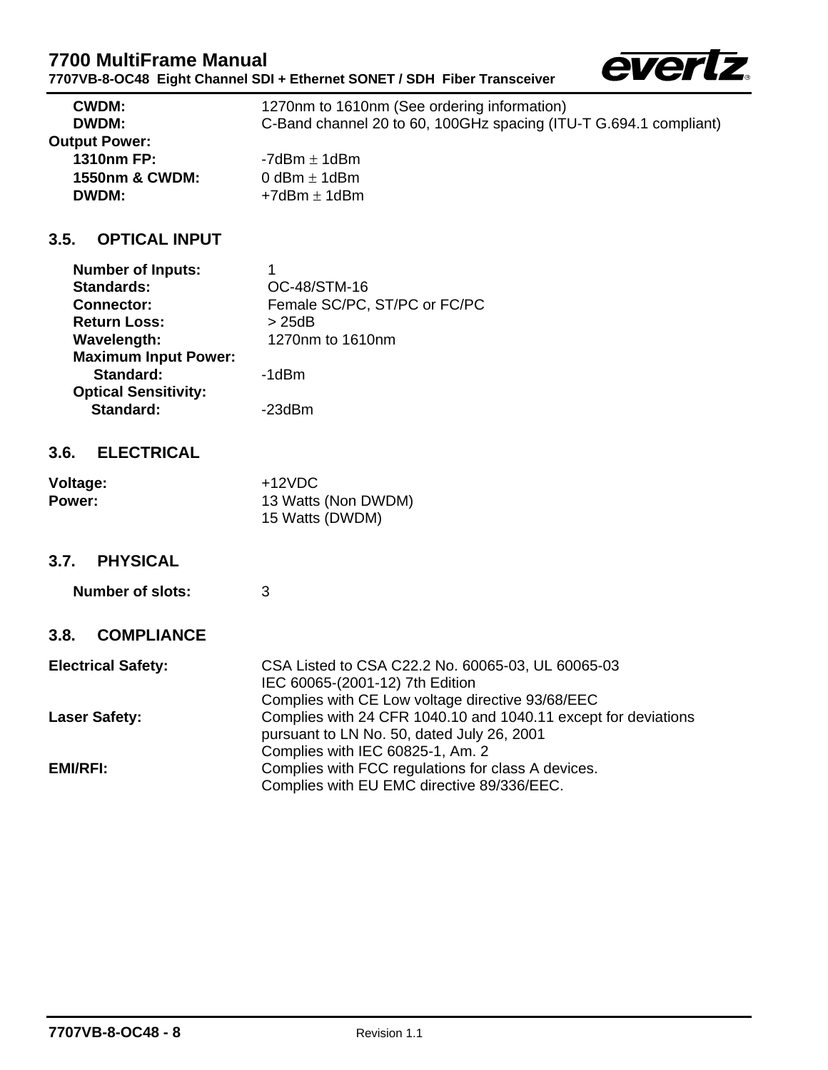**CWDM:** 1270nm to 1610nm (See ordering information)
**DWDM:** C-Band channel 20 to 60, 100GHz spacing (ITU-T G.694.1 compliant)

**Output Power:**
**1310nm FP:** -7dBm ± 1dBm
**1550nm & CWDM:** 0 dBm ± 1dBm
**DWDM:** +7dBm ± 1dBm

## 3.5. OPTICAL INPUT

**Number of Inputs:** 1
**Standards:** OC-48/STM-16
**Connector:** Female SC/PC, ST/PC or FC/PC
**Return Loss:** > 25dB
**Wavelength:** 1270nm to 1610nm
**Maximum Input Power:**
**Standard:** -1dBm
**Optical Sensitivity:**
**Standard:** -23dBm

## 3.6. ELECTRICAL

**Voltage:** +12VDC
**Power:** 13 Watts (Non DWDM)
15 Watts (DWDM)

## 3.7. PHYSICAL

**Number of slots:** 3

## 3.8. COMPLIANCE

**Electrical Safety:** CSA Listed to CSA C22.2 No. 60065-03, UL 60065-03
IEC 60065-(2001-12) 7th Edition
Complies with CE Low voltage directive 93/68/EEC

**Laser Safety:** Complies with 24 CFR 1040.10 and 1040.11 except for deviations pursuant to LN No. 50, dated July 26, 2001
Complies with IEC 60825-1, Am. 2

**EMI/RFI:** Complies with FCC regulations for class A devices.
Complies with EU EMC directive 89/336/EEC.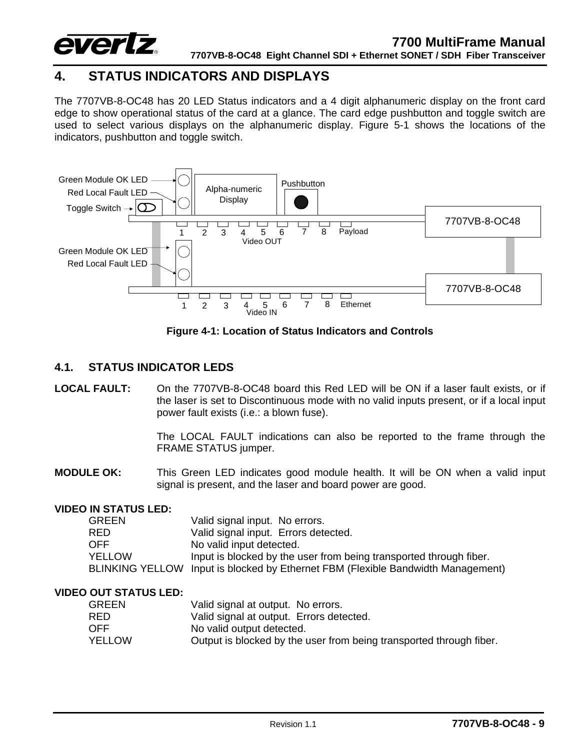# 4. STATUS INDICATORS AND DISPLAYS

The 7707VB-8-OC48 has 20 LED Status indicators and a 4 digit alphanumeric display on the front card edge to show operational status of the card at a glance. The card edge pushbutton and toggle switch are used to select various displays on the alphanumeric display. Figure 5-1 shows the locations of the indicators, pushbutton and toggle switch.

Figure 4-1: Location of Status Indicators and Controls

## 4.1. STATUS INDICATOR LEDS

**LOCAL FAULT:** On the 7707VB-8-OC48 board this Red LED will be ON if a laser fault exists, or if the laser is set to Discontinuous mode with no valid inputs present, or if a local input power fault exists (i.e.: a blown fuse).

The LOCAL FAULT indications can also be reported to the frame through the FRAME STATUS jumper.

**MODULE OK:** This Green LED indicates good module health. It will be ON when a valid input signal is present, and the laser and board power are good.

**VIDEO IN STATUS LED:**

| | |
|---|---|
| GREEN | Valid signal input. No errors. |
| RED | Valid signal input. Errors detected. |
| OFF | No valid input detected. |
| YELLOW | Input is blocked by the user from being transported through fiber. |
| BLINKING YELLOW | Input is blocked by Ethernet FBM (Flexible Bandwidth Management) |

**VIDEO OUT STATUS LED:**

| | |
|---|---|
| GREEN | Valid signal at output. No errors. |
| RED | Valid signal at output. Errors detected. |
| OFF | No valid output detected. |
| YELLOW | Output is blocked by the user from being transported through fiber. |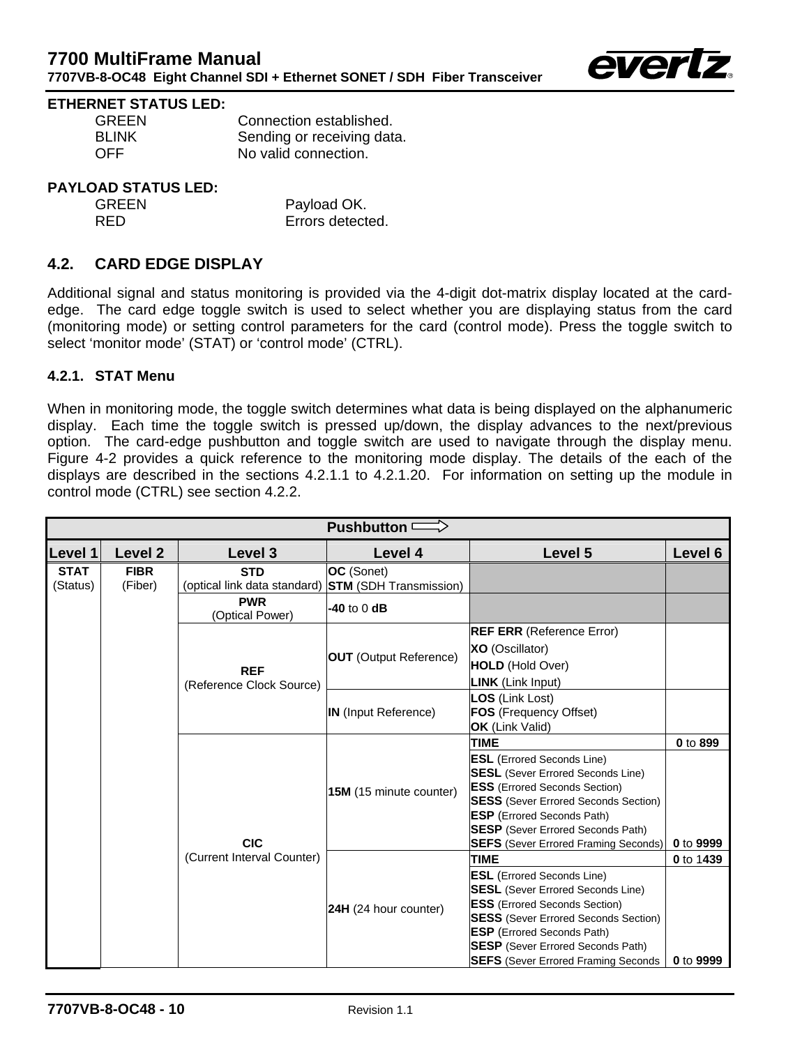**ETHERNET STATUS LED:**

GREEN Connection established.
BLINK Sending or receiving data.
OFF No valid connection.

**PAYLOAD STATUS LED:**

GREEN Payload OK.
RED Errors detected.

## 4.2. CARD EDGE DISPLAY

Additional signal and status monitoring is provided via the 4-digit dot-matrix display located at the card-edge. The card edge toggle switch is used to select whether you are displaying status from the card (monitoring mode) or setting control parameters for the card (control mode). Press the toggle switch to select 'monitor mode' (STAT) or 'control mode' (CTRL).

### 4.2.1. STAT Menu

When in monitoring mode, the toggle switch determines what data is being displayed on the alphanumeric display. Each time the toggle switch is pressed up/down, the display advances to the next/previous option. The card-edge pushbutton and toggle switch are used to navigate through the display menu. Figure 4-2 provides a quick reference to the monitoring mode display. The details of the each of the displays are described in the sections 4.2.1.1 to 4.2.1.20. For information on setting up the module in control mode (CTRL) see section 4.2.2.

| Pushbutton ⟹ | | | | | |
|---|---|---|---|---|---|
| **Level 1** | **Level 2** | **Level 3** | **Level 4** | **Level 5** | **Level 6** |
| **STAT** (Status) | **FIBR** (Fiber) | **STD** (optical link data standard) | **OC** (Sonet)<br>**STM** (SDH Transmission) | | |
| | | **PWR** (Optical Power) | **-40** to 0 **dB** | | |
| | | **REF** (Reference Clock Source) | **OUT** (Output Reference) | **REF ERR** (Reference Error)<br>**XO** (Oscillator)<br>**HOLD** (Hold Over)<br>**LINK** (Link Input) | |
| | | | **IN** (Input Reference) | **LOS** (Link Lost)<br>**FOS** (Frequency Offset)<br>**OK** (Link Valid) | |
| | | **CIC** (Current Interval Counter) | **15M** (15 minute counter) | **TIME** | **0** to **899** |
| | | | | **ESL** (Errored Seconds Line)<br>**SESL** (Sever Errored Seconds Line)<br>**ESS** (Errored Seconds Section)<br>**SESS** (Sever Errored Seconds Section)<br>**ESP** (Errored Seconds Path)<br>**SESP** (Sever Errored Seconds Path)<br>**SEFS** (Sever Errored Framing Seconds) | **0** to **9999** |
| | | | **24H** (24 hour counter) | **TIME** | **0** to 1**439** |
| | | | | **ESL** (Errored Seconds Line)<br>**SESL** (Sever Errored Seconds Line)<br>**ESS** (Errored Seconds Section)<br>**SESS** (Sever Errored Seconds Section)<br>**ESP** (Errored Seconds Path)<br>**SESP** (Sever Errored Seconds Path)<br>**SEFS** (Sever Errored Framing Seconds | **0** to **9999** |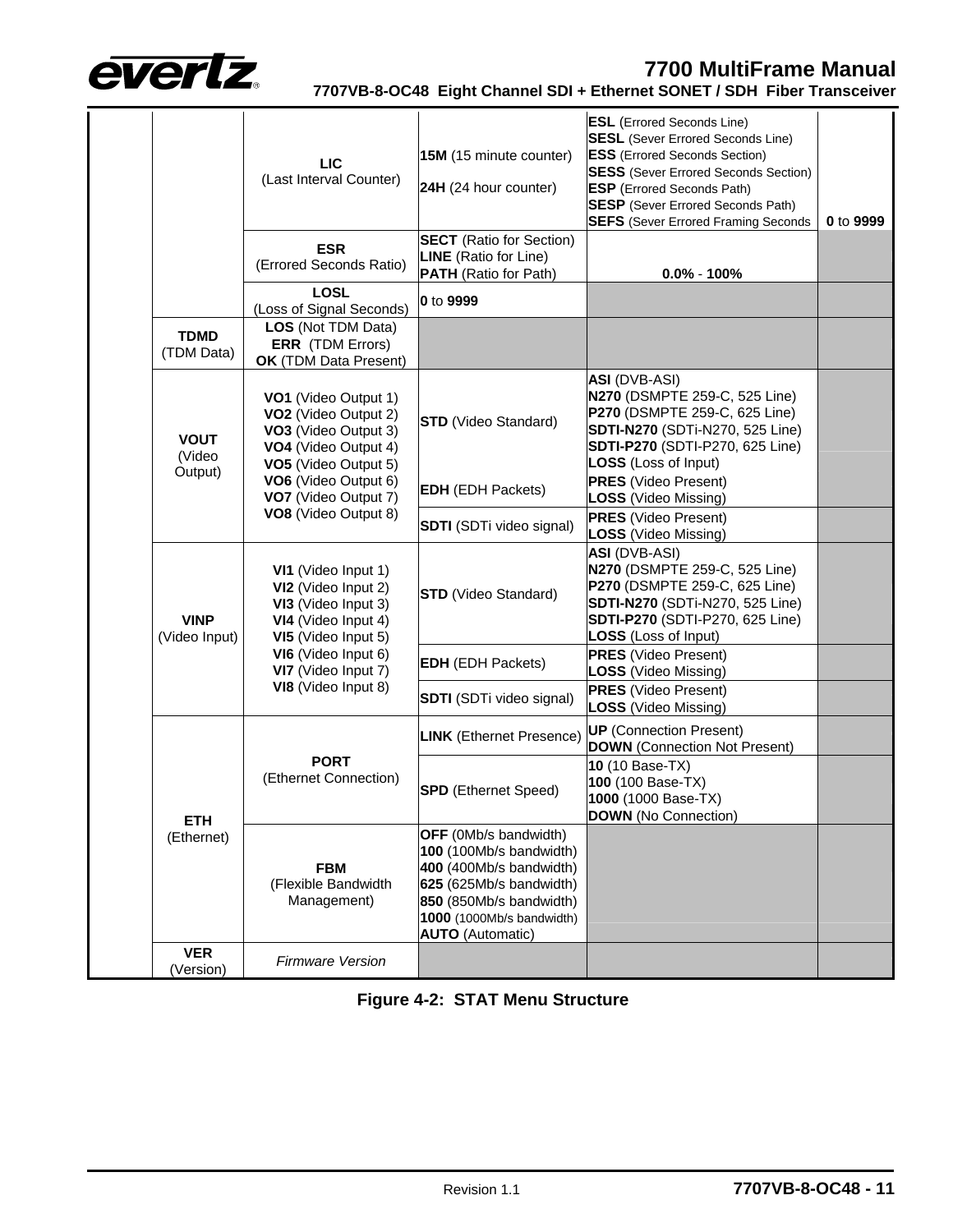| | | | | | |
|---|---|---|---|---|---|
| | | **LIC** (Last Interval Counter) | **15M** (15 minute counter)<br>**24H** (24 hour counter) | **ESL** (Errored Seconds Line)<br>**SESL** (Sever Errored Seconds Line)<br>**ESS** (Errored Seconds Section)<br>**SESS** (Sever Errored Seconds Section)<br>**ESP** (Errored Seconds Path)<br>**SESP** (Sever Errored Seconds Path)<br>**SEFS** (Sever Errored Framing Seconds | **0** to **9999** |
| | | **ESR** (Errored Seconds Ratio) | **SECT** (Ratio for Section)<br>**LINE** (Ratio for Line)<br>**PATH** (Ratio for Path) | **0.0%** - **100%** | |
| | | **LOSL** (Loss of Signal Seconds) | **0** to **9999** | | |
| | **TDMD** (TDM Data) | **LOS** (Not TDM Data)<br>**ERR** (TDM Errors)<br>**OK** (TDM Data Present) | | | |
| | **VOUT** (Video Output) | **VO1** (Video Output 1)<br>**VO2** (Video Output 2)<br>**VO3** (Video Output 3)<br>**VO4** (Video Output 4)<br>**VO5** (Video Output 5)<br>**VO6** (Video Output 6)<br>**VO7** (Video Output 7)<br>**VO8** (Video Output 8) | **STD** (Video Standard) | **ASI** (DVB-ASI)<br>**N270** (DSMPTE 259-C, 525 Line)<br>**P270** (DSMPTE 259-C, 625 Line)<br>**SDTI-N270** (SDTi-N270, 525 Line)<br>**SDTI-P270** (SDTI-P270, 625 Line)<br>**LOSS** (Loss of Input) | |
| | | | **EDH** (EDH Packets) | **PRES** (Video Present)<br>**LOSS** (Video Missing) | |
| | | | **SDTI** (SDTi video signal) | **PRES** (Video Present)<br>**LOSS** (Video Missing) | |
| | **VINP** (Video Input) | **VI1** (Video Input 1)<br>**VI2** (Video Input 2)<br>**VI3** (Video Input 3)<br>**VI4** (Video Input 4)<br>**VI5** (Video Input 5)<br>**VI6** (Video Input 6)<br>**VI7** (Video Input 7)<br>**VI8** (Video Input 8) | **STD** (Video Standard) | **ASI** (DVB-ASI)<br>**N270** (DSMPTE 259-C, 525 Line)<br>**P270** (DSMPTE 259-C, 625 Line)<br>**SDTI-N270** (SDTi-N270, 525 Line)<br>**SDTI-P270** (SDTI-P270, 625 Line)<br>**LOSS** (Loss of Input) | |
| | | | **EDH** (EDH Packets) | **PRES** (Video Present)<br>**LOSS** (Video Missing) | |
| | | | **SDTI** (SDTi video signal) | **PRES** (Video Present)<br>**LOSS** (Video Missing) | |
| | **ETH** (Ethernet) | **PORT** (Ethernet Connection) | **LINK** (Ethernet Presence) | **UP** (Connection Present)<br>**DOWN** (Connection Not Present) | |
| | | | **SPD** (Ethernet Speed) | **10** (10 Base-TX)<br>**100** (100 Base-TX)<br>**1000** (1000 Base-TX)<br>**DOWN** (No Connection) | |
| | | **FBM** (Flexible Bandwidth Management) | **OFF** (0Mb/s bandwidth)<br>**100** (100Mb/s bandwidth)<br>**400** (400Mb/s bandwidth)<br>**625** (625Mb/s bandwidth)<br>**850** (850Mb/s bandwidth)<br>**1000** (1000Mb/s bandwidth)<br>**AUTO** (Automatic) | | |
| | **VER** (Version) | *Firmware Version* | | | |

**Figure 4-2: STAT Menu Structure**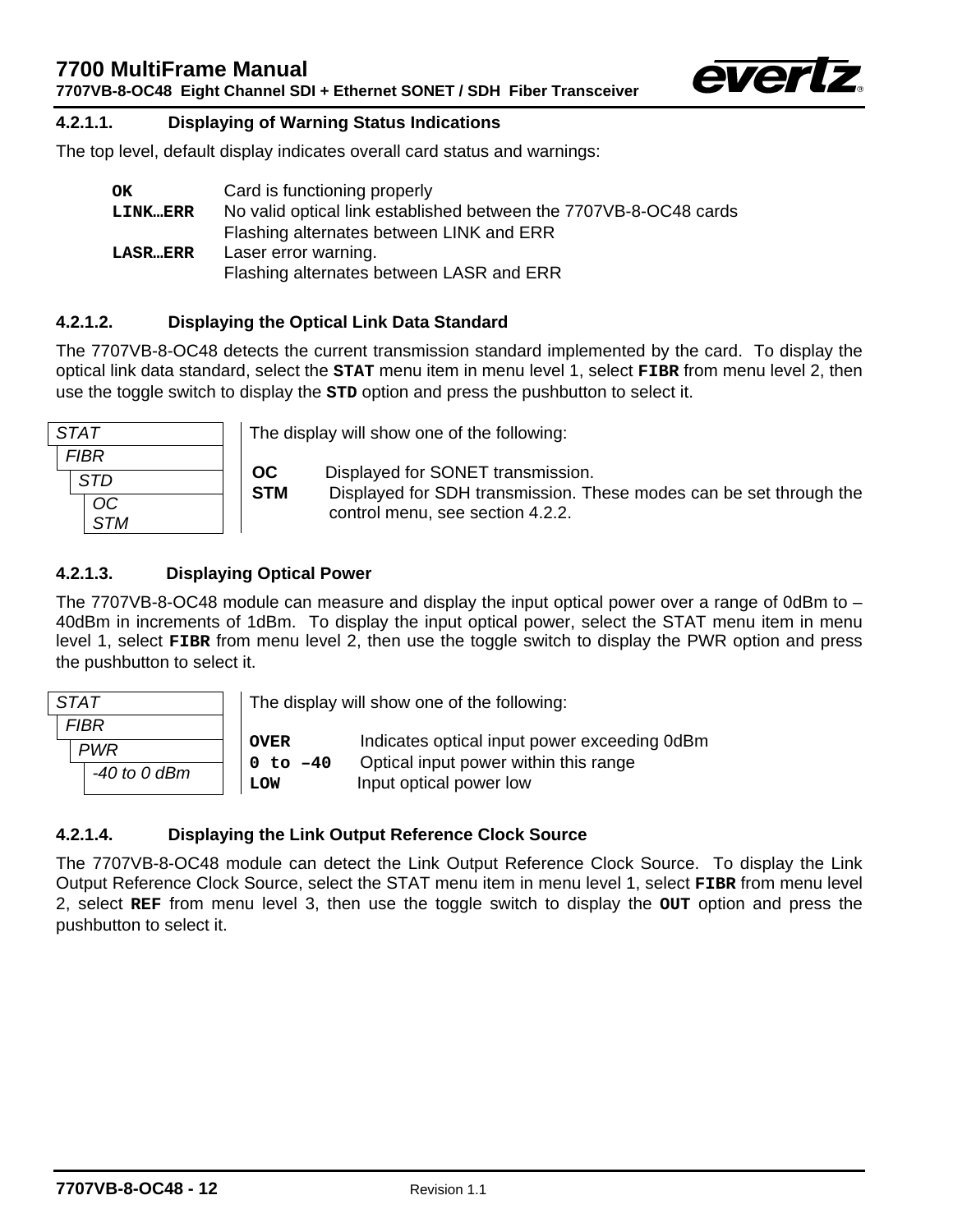#### 4.2.1.1. Displaying of Warning Status Indications

The top level, default display indicates overall card status and warnings:

| | |
|---|---|
| **OK** | Card is functioning properly |
| **LINK…ERR** | No valid optical link established between the 7707VB-8-OC48 cards<br>Flashing alternates between LINK and ERR |
| **LASR…ERR** | Laser error warning.<br>Flashing alternates between LASR and ERR |

#### 4.2.1.2. Displaying the Optical Link Data Standard

The 7707VB-8-OC48 detects the current transmission standard implemented by the card. To display the optical link data standard, select the **STAT** menu item in menu level 1, select **FIBR** from menu level 2, then use the toggle switch to display the **STD** option and press the pushbutton to select it.

| Menu | |
|---|---|
| *STAT*<br>*FIBR*<br>*STD*<br>*OC*<br>*STM* | The display will show one of the following:<br><br>**OC** Displayed for SONET transmission.<br>**STM** Displayed for SDH transmission. These modes can be set through the control menu, see section 4.2.2. |

#### 4.2.1.3. Displaying Optical Power

The 7707VB-8-OC48 module can measure and display the input optical power over a range of 0dBm to –40dBm in increments of 1dBm. To display the input optical power, select the STAT menu item in menu level 1, select **FIBR** from menu level 2, then use the toggle switch to display the PWR option and press the pushbutton to select it.

| Menu | |
|---|---|
| *STAT*<br>*FIBR*<br>*PWR*<br>*-40 to 0 dBm* | The display will show one of the following:<br><br>**OVER** Indicates optical input power exceeding 0dBm<br>**0 to –40** Optical input power within this range<br>**LOW** Input optical power low |

#### 4.2.1.4. Displaying the Link Output Reference Clock Source

The 7707VB-8-OC48 module can detect the Link Output Reference Clock Source. To display the Link Output Reference Clock Source, select the STAT menu item in menu level 1, select **FIBR** from menu level 2, select **REF** from menu level 3, then use the toggle switch to display the **OUT** option and press the pushbutton to select it.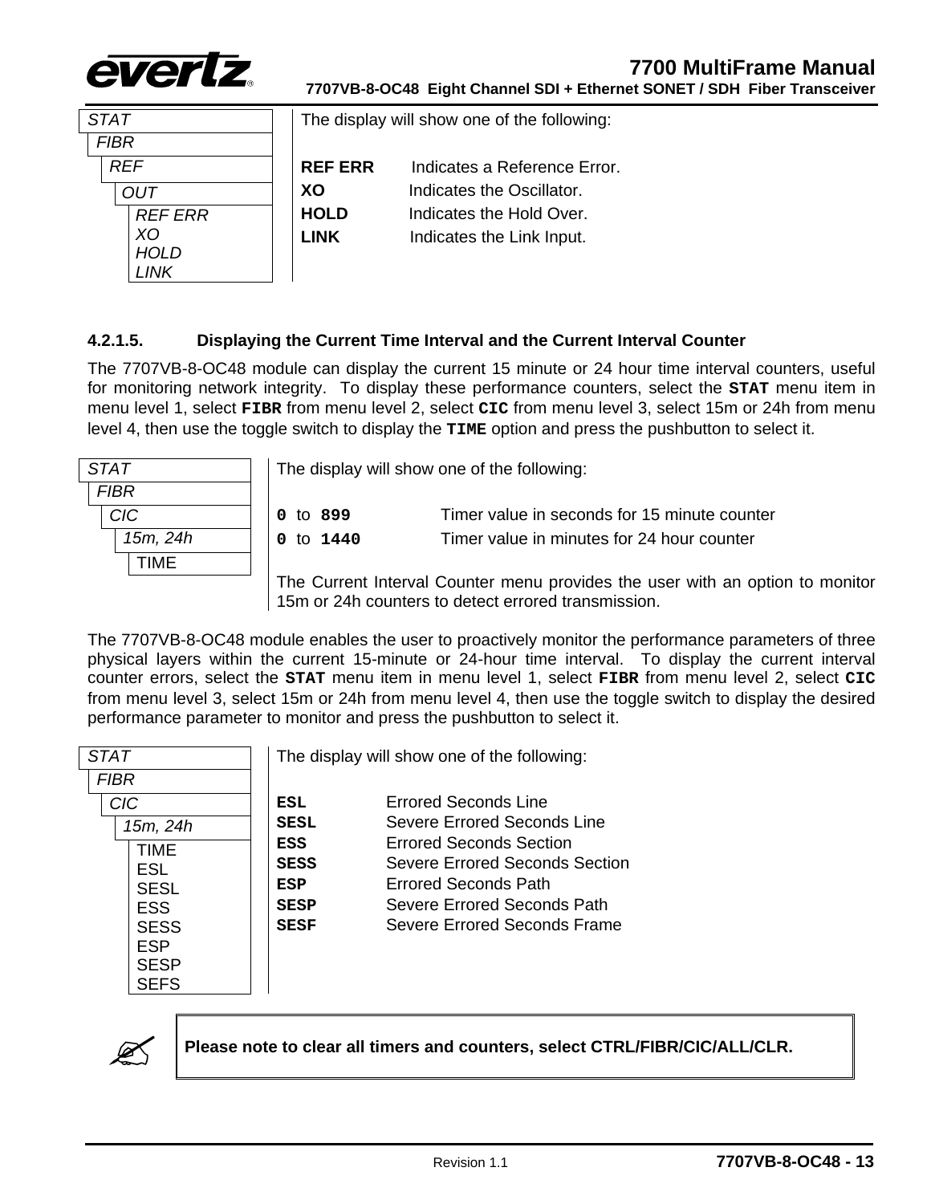| STAT / FIBR / REF / OUT | The display will show one of the following: |
|---|---|
| REF ERR<br>XO<br>HOLD<br>LINK | **REF ERR** Indicates a Reference Error.<br>**XO** Indicates the Oscillator.<br>**HOLD** Indicates the Hold Over.<br>**LINK** Indicates the Link Input. |

#### 4.2.1.5. Displaying the Current Time Interval and the Current Interval Counter

The 7707VB-8-OC48 module can display the current 15 minute or 24 hour time interval counters, useful for monitoring network integrity. To display these performance counters, select the **STAT** menu item in menu level 1, select **FIBR** from menu level 2, select **CIC** from menu level 3, select 15m or 24h from menu level 4, then use the toggle switch to display the **TIME** option and press the pushbutton to select it.

| STAT / FIBR / CIC / 15m, 24h | The display will show one of the following: |
|---|---|
| TIME | **0** to **899** Timer value in seconds for 15 minute counter<br>**0** to **1440** Timer value in minutes for 24 hour counter<br><br>The Current Interval Counter menu provides the user with an option to monitor 15m or 24h counters to detect errored transmission. |

The 7707VB-8-OC48 module enables the user to proactively monitor the performance parameters of three physical layers within the current 15-minute or 24-hour time interval. To display the current interval counter errors, select the **STAT** menu item in menu level 1, select **FIBR** from menu level 2, select **CIC** from menu level 3, select 15m or 24h from menu level 4, then use the toggle switch to display the desired performance parameter to monitor and press the pushbutton to select it.

| STAT / FIBR / CIC / 15m, 24h | The display will show one of the following: |
|---|---|
| TIME<br>ESL<br>SESL<br>ESS<br>SESS<br>ESP<br>SESP<br>SEFS | **ESL** Errored Seconds Line<br>**SESL** Severe Errored Seconds Line<br>**ESS** Errored Seconds Section<br>**SESS** Severe Errored Seconds Section<br>**ESP** Errored Seconds Path<br>**SESP** Severe Errored Seconds Path<br>**SESF** Severe Errored Seconds Frame |

**Please note to clear all timers and counters, select CTRL/FIBR/CIC/ALL/CLR.**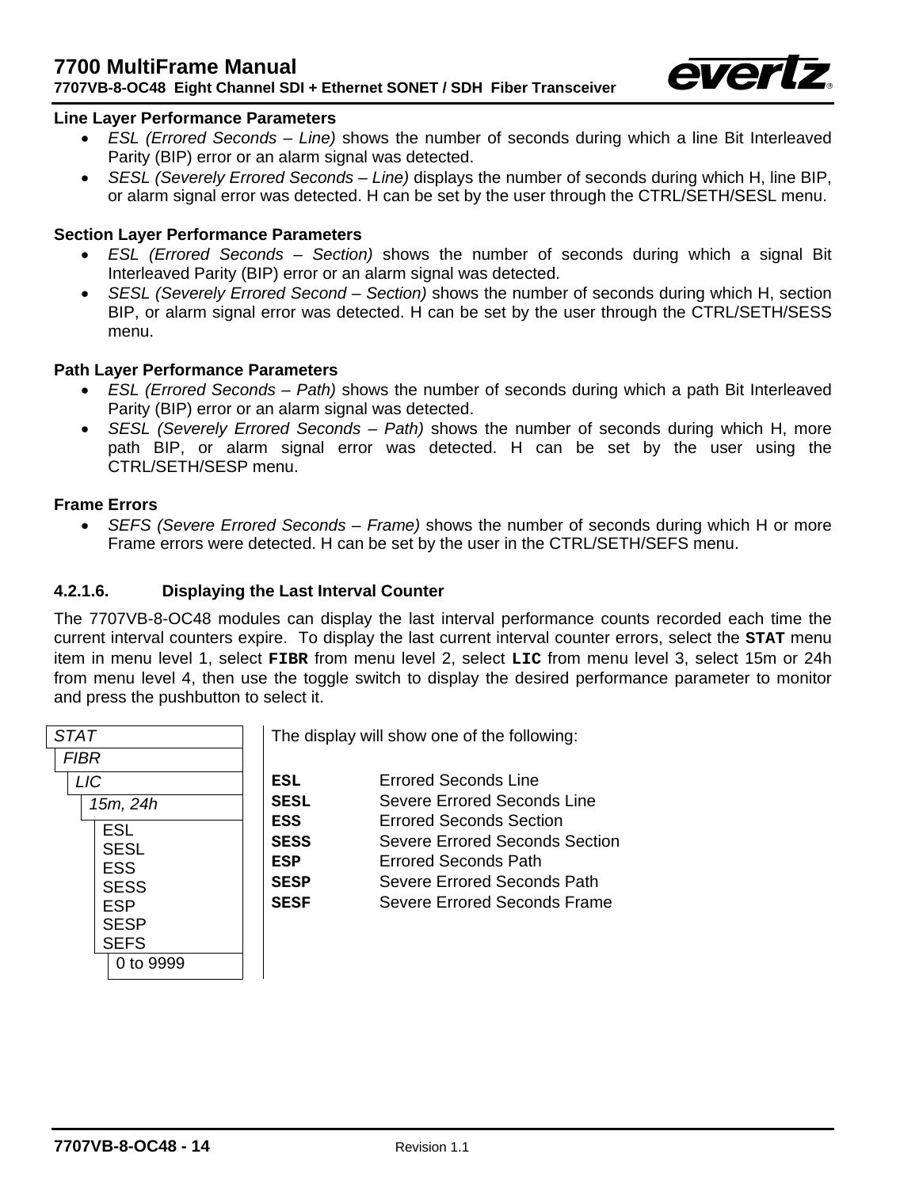**Line Layer Performance Parameters**

- *ESL (Errored Seconds – Line)* shows the number of seconds during which a line Bit Interleaved Parity (BIP) error or an alarm signal was detected.
- *SESL (Severely Errored Seconds – Line)* displays the number of seconds during which H, line BIP, or alarm signal error was detected. H can be set by the user through the CTRL/SETH/SESL menu.

**Section Layer Performance Parameters**

- *ESL (Errored Seconds – Section)* shows the number of seconds during which a signal Bit Interleaved Parity (BIP) error or an alarm signal was detected.
- *SESL (Severely Errored Second – Section)* shows the number of seconds during which H, section BIP, or alarm signal error was detected. H can be set by the user through the CTRL/SETH/SESS menu.

**Path Layer Performance Parameters**

- *ESL (Errored Seconds – Path)* shows the number of seconds during which a path Bit Interleaved Parity (BIP) error or an alarm signal was detected.
- *SESL (Severely Errored Seconds – Path)* shows the number of seconds during which H, more path BIP, or alarm signal error was detected. H can be set by the user using the CTRL/SETH/SESP menu.

**Frame Errors**

- *SEFS (Severe Errored Seconds – Frame)* shows the number of seconds during which H or more Frame errors were detected. H can be set by the user in the CTRL/SETH/SEFS menu.

#### 4.2.1.6. Displaying the Last Interval Counter

The 7707VB-8-OC48 modules can display the last interval performance counts recorded each time the current interval counters expire. To display the last current interval counter errors, select the **STAT** menu item in menu level 1, select **FIBR** from menu level 2, select **LIC** from menu level 3, select 15m or 24h from menu level 4, then use the toggle switch to display the desired performance parameter to monitor and press the pushbutton to select it.

```
STAT
  FIBR
    LIC
      15m, 24h
        ESL
        SESL
        ESS
        SESS
        ESP
        SESP
        SEFS
          0 to 9999
```

The display will show one of the following:

| | |
|---|---|
| **ESL** | Errored Seconds Line |
| **SESL** | Severe Errored Seconds Line |
| **ESS** | Errored Seconds Section |
| **SESS** | Severe Errored Seconds Section |
| **ESP** | Errored Seconds Path |
| **SESP** | Severe Errored Seconds Path |
| **SESF** | Severe Errored Seconds Frame |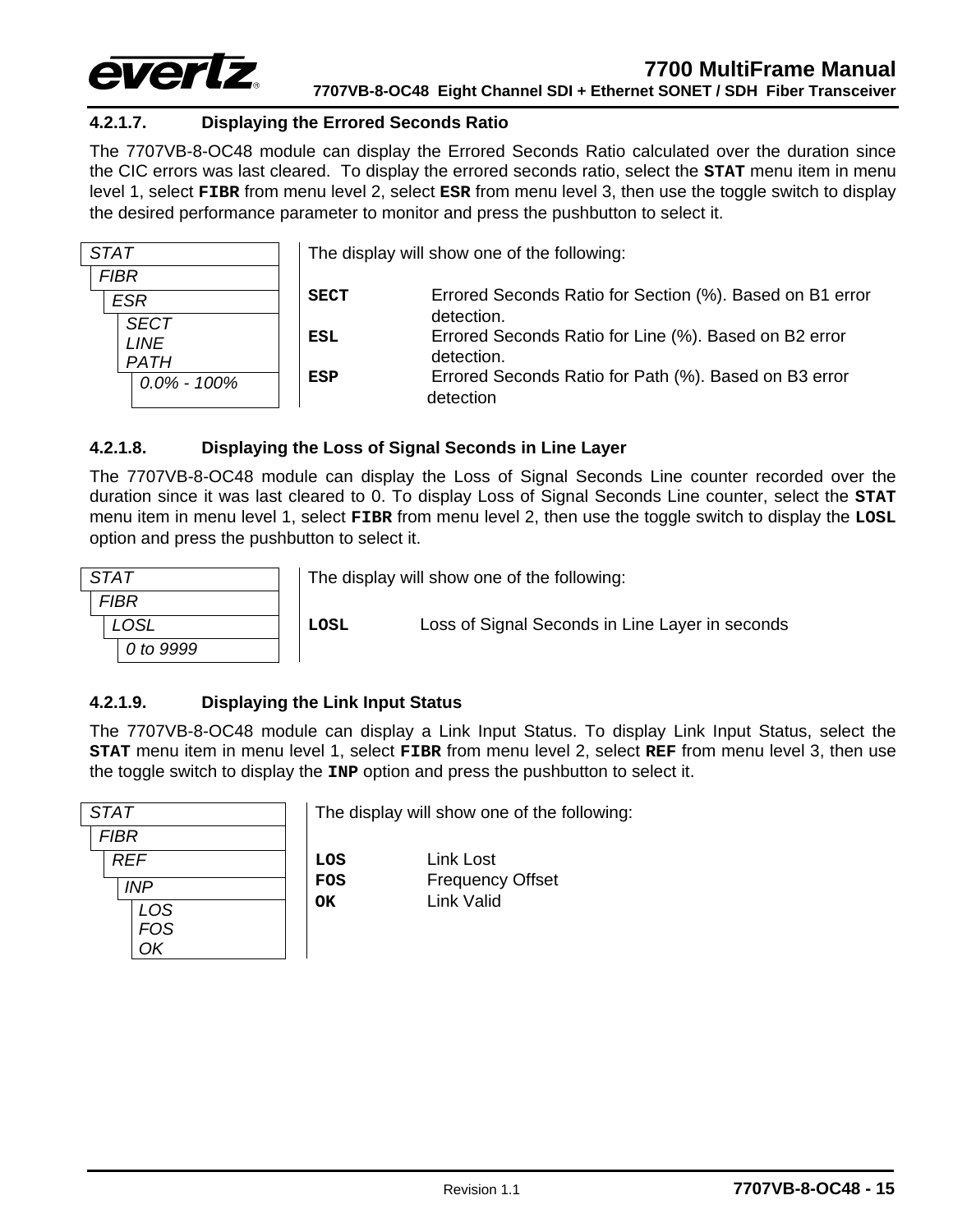#### 4.2.1.7. Displaying the Errored Seconds Ratio

The 7707VB-8-OC48 module can display the Errored Seconds Ratio calculated over the duration since the CIC errors was last cleared. To display the errored seconds ratio, select the **STAT** menu item in menu level 1, select **FIBR** from menu level 2, select **ESR** from menu level 3, then use the toggle switch to display the desired performance parameter to monitor and press the pushbutton to select it.

| Menu | Description |
|---|---|
| *STAT* / *FIBR* / *ESR* / *SECT*, *LINE*, *PATH* / *0.0% - 100%* | The display will show one of the following: |
| | **SECT** — Errored Seconds Ratio for Section (%). Based on B1 error detection. |
| | **ESL** — Errored Seconds Ratio for Line (%). Based on B2 error detection. |
| | **ESP** — Errored Seconds Ratio for Path (%). Based on B3 error detection |

#### 4.2.1.8. Displaying the Loss of Signal Seconds in Line Layer

The 7707VB-8-OC48 module can display the Loss of Signal Seconds Line counter recorded over the duration since it was last cleared to 0. To display Loss of Signal Seconds Line counter, select the **STAT** menu item in menu level 1, select **FIBR** from menu level 2, then use the toggle switch to display the **LOSL** option and press the pushbutton to select it.

| Menu | Description |
|---|---|
| *STAT* / *FIBR* / *LOSL* / *0 to 9999* | The display will show one of the following: |
| | **LOSL** — Loss of Signal Seconds in Line Layer in seconds |

#### 4.2.1.9. Displaying the Link Input Status

The 7707VB-8-OC48 module can display a Link Input Status. To display Link Input Status, select the **STAT** menu item in menu level 1, select **FIBR** from menu level 2, select **REF** from menu level 3, then use the toggle switch to display the **INP** option and press the pushbutton to select it.

| Menu | Description |
|---|---|
| *STAT* / *FIBR* / *REF* / *INP* / *LOS*, *FOS*, *OK* | The display will show one of the following: |
| | **LOS** — Link Lost |
| | **FOS** — Frequency Offset |
| | **OK** — Link Valid |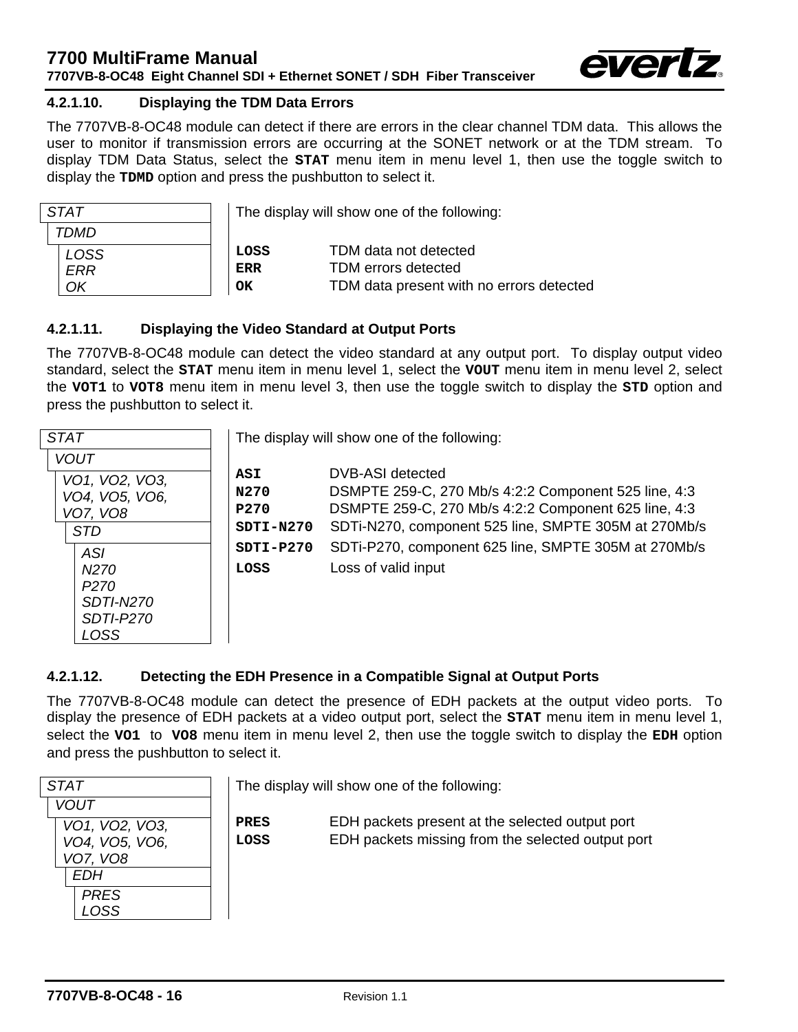### 4.2.1.10. Displaying the TDM Data Errors

The 7707VB-8-OC48 module can detect if there are errors in the clear channel TDM data. This allows the user to monitor if transmission errors are occurring at the SONET network or at the TDM stream. To display TDM Data Status, select the **STAT** menu item in menu level 1, then use the toggle switch to display the **TDMD** option and press the pushbutton to select it.

| Menu | Description |
|---|---|
| *STAT* | The display will show one of the following: |
| *TDMD* | |
| *LOSS* | **LOSS** TDM data not detected |
| *ERR* | **ERR** TDM errors detected |
| *OK* | **OK** TDM data present with no errors detected |

### 4.2.1.11. Displaying the Video Standard at Output Ports

The 7707VB-8-OC48 module can detect the video standard at any output port. To display output video standard, select the **STAT** menu item in menu level 1, select the **VOUT** menu item in menu level 2, select the **VOT1** to **VOT8** menu item in menu level 3, then use the toggle switch to display the **STD** option and press the pushbutton to select it.

| Menu | Description |
|---|---|
| *STAT* | The display will show one of the following: |
| *VOUT* | |
| *VO1, VO2, VO3, VO4, VO5, VO6, VO7, VO8* | |
| *STD* | |
| *ASI* | **ASI** DVB-ASI detected |
| *N270* | **N270** DSMPTE 259-C, 270 Mb/s 4:2:2 Component 525 line, 4:3 |
| *P270* | **P270** DSMPTE 259-C, 270 Mb/s 4:2:2 Component 625 line, 4:3 |
| *SDTI-N270* | **SDTI-N270** SDTi-N270, component 525 line, SMPTE 305M at 270Mb/s |
| *SDTI-P270* | **SDTI-P270** SDTi-P270, component 625 line, SMPTE 305M at 270Mb/s |
| *LOSS* | **LOSS** Loss of valid input |

### 4.2.1.12. Detecting the EDH Presence in a Compatible Signal at Output Ports

The 7707VB-8-OC48 module can detect the presence of EDH packets at the output video ports. To display the presence of EDH packets at a video output port, select the **STAT** menu item in menu level 1, select the **VO1** to **VO8** menu item in menu level 2, then use the toggle switch to display the **EDH** option and press the pushbutton to select it.

| Menu | Description |
|---|---|
| *STAT* | The display will show one of the following: |
| *VOUT* | |
| *VO1, VO2, VO3, VO4, VO5, VO6, VO7, VO8* | |
| *EDH* | |
| *PRES* | **PRES** EDH packets present at the selected output port |
| *LOSS* | **LOSS** EDH packets missing from the selected output port |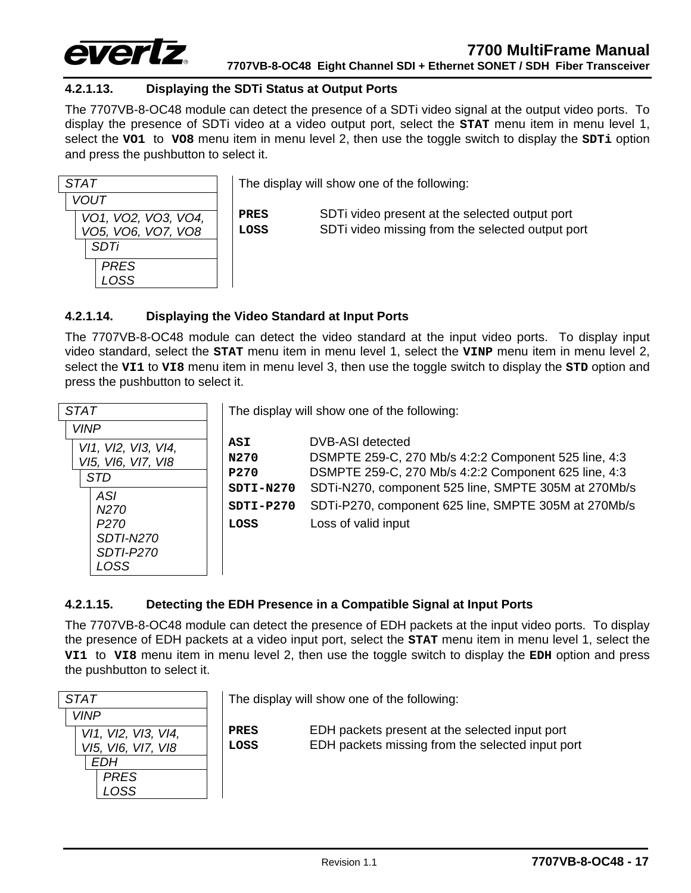#### 4.2.1.13. Displaying the SDTi Status at Output Ports

The 7707VB-8-OC48 module can detect the presence of a SDTi video signal at the output video ports. To display the presence of SDTi video at a video output port, select the **STAT** menu item in menu level 1, select the **VO1** to **VO8** menu item in menu level 2, then use the toggle switch to display the **SDTi** option and press the pushbutton to select it.

```
STAT
  VOUT
    VO1, VO2, VO3, VO4,
    VO5, VO6, VO7, VO8
      SDTi
        PRES
        LOSS
```

The display will show one of the following:

| | |
|---|---|
| **PRES** | SDTi video present at the selected output port |
| **LOSS** | SDTi video missing from the selected output port |

#### 4.2.1.14. Displaying the Video Standard at Input Ports

The 7707VB-8-OC48 module can detect the video standard at the input video ports. To display input video standard, select the **STAT** menu item in menu level 1, select the **VINP** menu item in menu level 2, select the **VI1** to **VI8** menu item in menu level 3, then use the toggle switch to display the **STD** option and press the pushbutton to select it.

```
STAT
  VINP
    VI1, VI2, VI3, VI4,
    VI5, VI6, VI7, VI8
      STD
        ASI
        N270
        P270
        SDTI-N270
        SDTI-P270
        LOSS
```

The display will show one of the following:

| | |
|---|---|
| **ASI** | DVB-ASI detected |
| **N270** | DSMPTE 259-C, 270 Mb/s 4:2:2 Component 525 line, 4:3 |
| **P270** | DSMPTE 259-C, 270 Mb/s 4:2:2 Component 625 line, 4:3 |
| **SDTI-N270** | SDTi-N270, component 525 line, SMPTE 305M at 270Mb/s |
| **SDTI-P270** | SDTi-P270, component 625 line, SMPTE 305M at 270Mb/s |
| **LOSS** | Loss of valid input |

#### 4.2.1.15. Detecting the EDH Presence in a Compatible Signal at Input Ports

The 7707VB-8-OC48 module can detect the presence of EDH packets at the input video ports. To display the presence of EDH packets at a video input port, select the **STAT** menu item in menu level 1, select the **VI1** to **VI8** menu item in menu level 2, then use the toggle switch to display the **EDH** option and press the pushbutton to select it.

```
STAT
  VINP
    VI1, VI2, VI3, VI4,
    VI5, VI6, VI7, VI8
      EDH
        PRES
        LOSS
```

The display will show one of the following:

| | |
|---|---|
| **PRES** | EDH packets present at the selected input port |
| **LOSS** | EDH packets missing from the selected input port |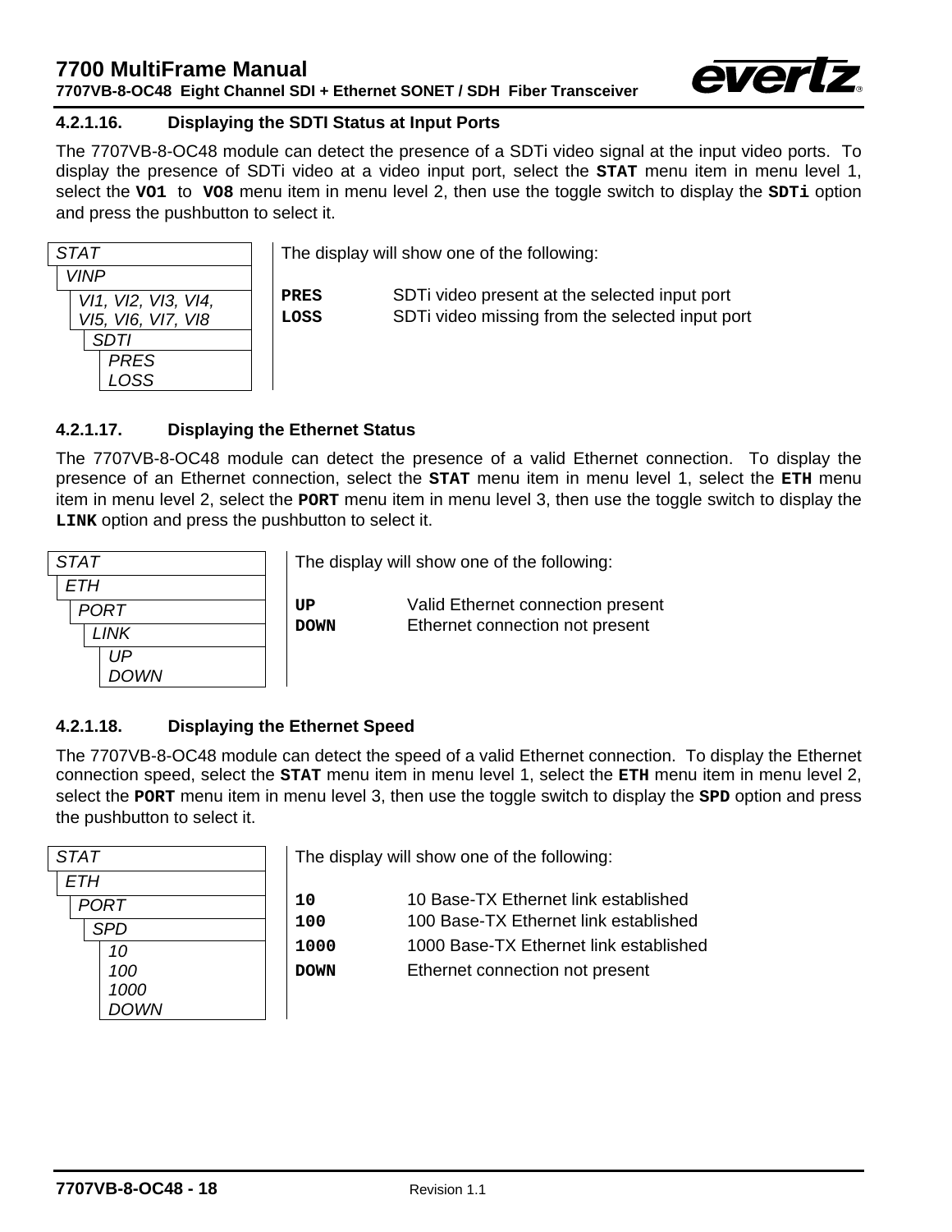### 4.2.1.16. Displaying the SDTI Status at Input Ports

The 7707VB-8-OC48 module can detect the presence of a SDTi video signal at the input video ports. To display the presence of SDTi video at a video input port, select the **STAT** menu item in menu level 1, select the **VO1** to **VO8** menu item in menu level 2, then use the toggle switch to display the **SDTi** option and press the pushbutton to select it.

| Menu | |
|---|---|
| *STAT* | |
| *VINP* | |
| *VI1, VI2, VI3, VI4, VI5, VI6, VI7, VI8* | |
| *SDTI* | |
| *PRES LOSS* | |

The display will show one of the following:

| | |
|---|---|
| **PRES** | SDTi video present at the selected input port |
| **LOSS** | SDTi video missing from the selected input port |

### 4.2.1.17. Displaying the Ethernet Status

The 7707VB-8-OC48 module can detect the presence of a valid Ethernet connection. To display the presence of an Ethernet connection, select the **STAT** menu item in menu level 1, select the **ETH** menu item in menu level 2, select the **PORT** menu item in menu level 3, then use the toggle switch to display the **LINK** option and press the pushbutton to select it.

| Menu |
|---|
| *STAT* |
| *ETH* |
| *PORT* |
| *LINK* |
| *UP DOWN* |

The display will show one of the following:

| | |
|---|---|
| **UP** | Valid Ethernet connection present |
| **DOWN** | Ethernet connection not present |

### 4.2.1.18. Displaying the Ethernet Speed

The 7707VB-8-OC48 module can detect the speed of a valid Ethernet connection. To display the Ethernet connection speed, select the **STAT** menu item in menu level 1, select the **ETH** menu item in menu level 2, select the **PORT** menu item in menu level 3, then use the toggle switch to display the **SPD** option and press the pushbutton to select it.

| Menu |
|---|
| *STAT* |
| *ETH* |
| *PORT* |
| *SPD* |
| *10 100 1000 DOWN* |

The display will show one of the following:

| | |
|---|---|
| **10** | 10 Base-TX Ethernet link established |
| **100** | 100 Base-TX Ethernet link established |
| **1000** | 1000 Base-TX Ethernet link established |
| **DOWN** | Ethernet connection not present |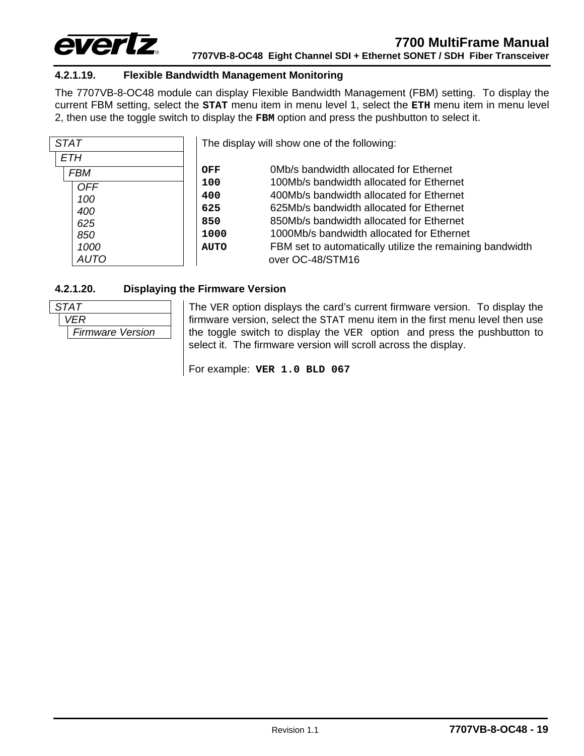### 4.2.1.19. Flexible Bandwidth Management Monitoring

The 7707VB-8-OC48 module can display Flexible Bandwidth Management (FBM) setting. To display the current FBM setting, select the **STAT** menu item in menu level 1, select the **ETH** menu item in menu level 2, then use the toggle switch to display the **FBM** option and press the pushbutton to select it.

*STAT*
- *ETH*
  - *FBM*
    - *OFF*
    - *100*
    - *400*
    - *625*
    - *850*
    - *1000*
    - *AUTO*

The display will show one of the following:

| | |
|---|---|
| **OFF** | 0Mb/s bandwidth allocated for Ethernet |
| **100** | 100Mb/s bandwidth allocated for Ethernet |
| **400** | 400Mb/s bandwidth allocated for Ethernet |
| **625** | 625Mb/s bandwidth allocated for Ethernet |
| **850** | 850Mb/s bandwidth allocated for Ethernet |
| **1000** | 1000Mb/s bandwidth allocated for Ethernet |
| **AUTO** | FBM set to automatically utilize the remaining bandwidth over OC-48/STM16 |

### 4.2.1.20. Displaying the Firmware Version

*STAT*
- *VER*
  - *Firmware Version*

The VER option displays the card's current firmware version. To display the firmware version, select the STAT menu item in the first menu level then use the toggle switch to display the VER option and press the pushbutton to select it. The firmware version will scroll across the display.

For example: **VER 1.0 BLD 067**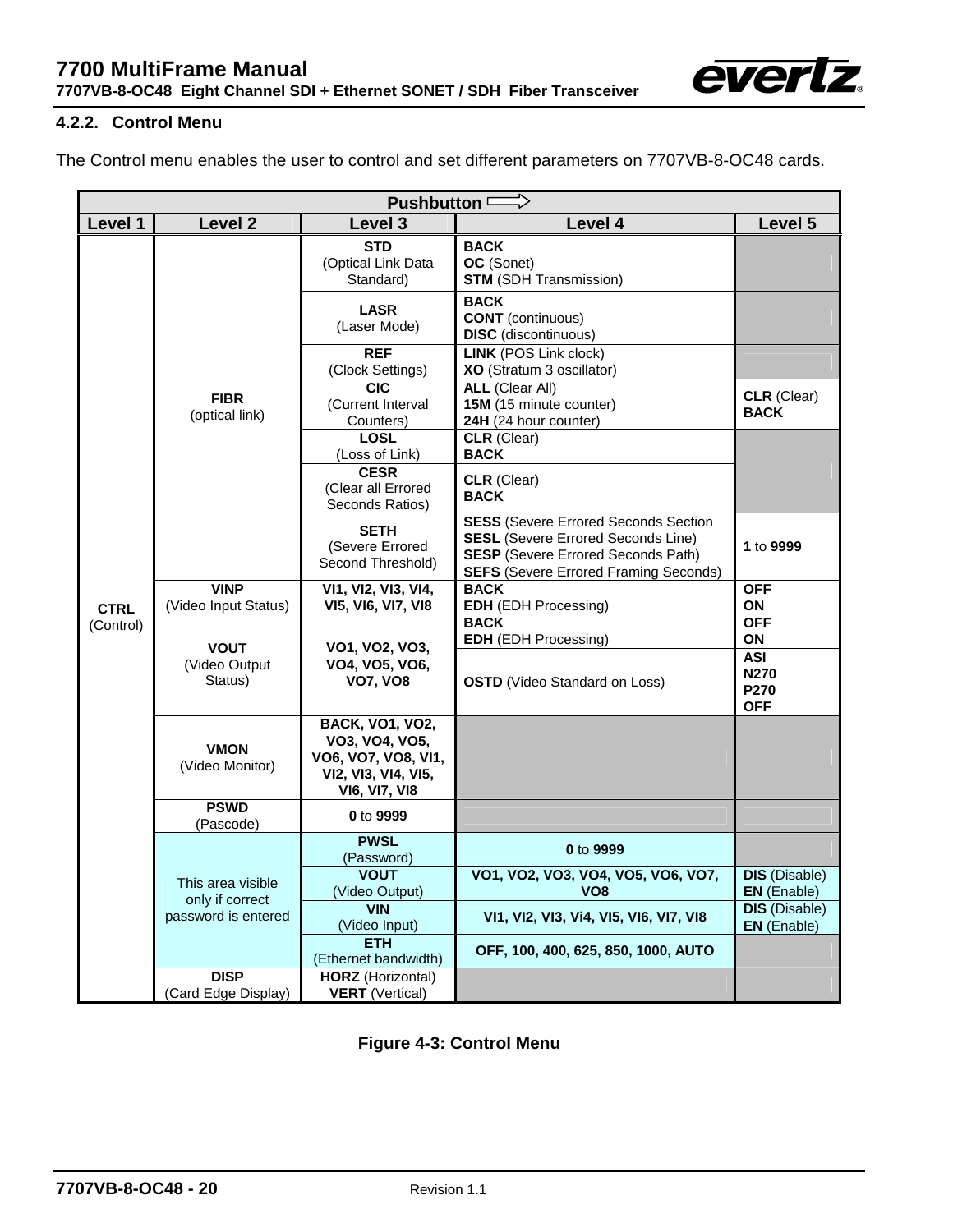### 4.2.2. Control Menu

The Control menu enables the user to control and set different parameters on 7707VB-8-OC48 cards.

| Pushbutton ⟹ | | | | |
|---|---|---|---|---|
| **Level 1** | **Level 2** | **Level 3** | **Level 4** | **Level 5** |
| **CTRL** (Control) | **FIBR** (optical link) | **STD** (Optical Link Data Standard) | **BACK**<br>**OC** (Sonet)<br>**STM** (SDH Transmission) | |
| | | **LASR** (Laser Mode) | **BACK**<br>**CONT** (continuous)<br>**DISC** (discontinuous) | |
| | | **REF** (Clock Settings) | **LINK** (POS Link clock)<br>**XO** (Stratum 3 oscillator) | |
| | | **CIC** (Current Interval Counters) | **ALL** (Clear All)<br>**15M** (15 minute counter)<br>**24H** (24 hour counter) | **CLR** (Clear)<br>**BACK** |
| | | **LOSL** (Loss of Link) | **CLR** (Clear)<br>**BACK** | |
| | | **CESR** (Clear all Errored Seconds Ratios) | **CLR** (Clear)<br>**BACK** | |
| | | **SETH** (Severe Errored Second Threshold) | **SESS** (Severe Errored Seconds Section<br>**SESL** (Severe Errored Seconds Line)<br>**SESP** (Severe Errored Seconds Path)<br>**SEFS** (Severe Errored Framing Seconds) | **1** to **9999** |
| | **VINP** (Video Input Status) | **VI1, VI2, VI3, VI4, VI5, VI6, VI7, VI8** | **BACK**<br>**EDH** (EDH Processing) | **OFF**<br>**ON** |
| | **VOUT** (Video Output Status) | **VO1, VO2, VO3, VO4, VO5, VO6, VO7, VO8** | **BACK**<br>**EDH** (EDH Processing) | **OFF**<br>**ON** |
| | | | **OSTD** (Video Standard on Loss) | **ASI**<br>**N270**<br>**P270**<br>**OFF** |
| | **VMON** (Video Monitor) | **BACK, VO1, VO2, VO3, VO4, VO5, VO6, VO7, VO8, VI1, VI2, VI3, VI4, VI5, VI6, VI7, VI8** | | |
| | **PSWD** (Pascode) | **0** to **9999** | | |
| | This area visible only if correct password is entered | **PWSL** (Password) | **0** to **9999** | |
| | | **VOUT** (Video Output) | **VO1, VO2, VO3, VO4, VO5, VO6, VO7, VO8** | **DIS** (Disable)<br>**EN** (Enable) |
| | | **VIN** (Video Input) | **VI1, VI2, VI3, Vi4, VI5, VI6, VI7, VI8** | **DIS** (Disable)<br>**EN** (Enable) |
| | | **ETH** (Ethernet bandwidth) | **OFF, 100, 400, 625, 850, 1000, AUTO** | |
| | **DISP** (Card Edge Display) | **HORZ** (Horizontal)<br>**VERT** (Vertical) | | |

**Figure 4-3: Control Menu**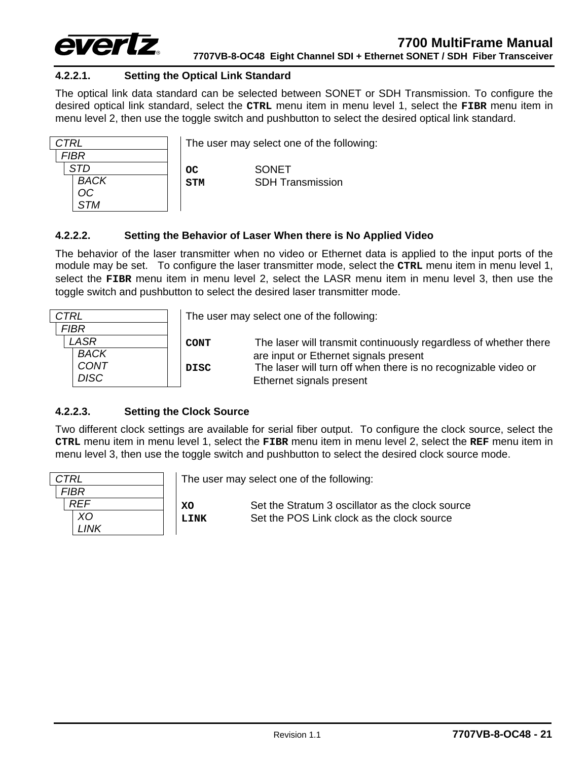#### 4.2.2.1. Setting the Optical Link Standard

The optical link data standard can be selected between SONET or SDH Transmission. To configure the desired optical link standard, select the **CTRL** menu item in menu level 1, select the **FIBR** menu item in menu level 2, then use the toggle switch and pushbutton to select the desired optical link standard.

| Menu | |
|---|---|
| *CTRL* | The user may select one of the following: |
| *FIBR* | |
| *STD* | **OC** SONET |
| *BACK* | **STM** SDH Transmission |
| *OC* | |
| *STM* | |

#### 4.2.2.2. Setting the Behavior of Laser When there is No Applied Video

The behavior of the laser transmitter when no video or Ethernet data is applied to the input ports of the module may be set. To configure the laser transmitter mode, select the **CTRL** menu item in menu level 1, select the **FIBR** menu item in menu level 2, select the LASR menu item in menu level 3, then use the toggle switch and pushbutton to select the desired laser transmitter mode.

| Menu | |
|---|---|
| *CTRL* | The user may select one of the following: |
| *FIBR* | |
| *LASR* | **CONT** The laser will transmit continuously regardless of whether there are input or Ethernet signals present |
| *BACK* | |
| *CONT* | **DISC** The laser will turn off when there is no recognizable video or Ethernet signals present |
| *DISC* | |

#### 4.2.2.3. Setting the Clock Source

Two different clock settings are available for serial fiber output. To configure the clock source, select the **CTRL** menu item in menu level 1, select the **FIBR** menu item in menu level 2, select the **REF** menu item in menu level 3, then use the toggle switch and pushbutton to select the desired clock source mode.

| Menu | |
|---|---|
| *CTRL* | The user may select one of the following: |
| *FIBR* | |
| *REF* | **XO** Set the Stratum 3 oscillator as the clock source |
| *XO* | **LINK** Set the POS Link clock as the clock source |
| *LINK* | |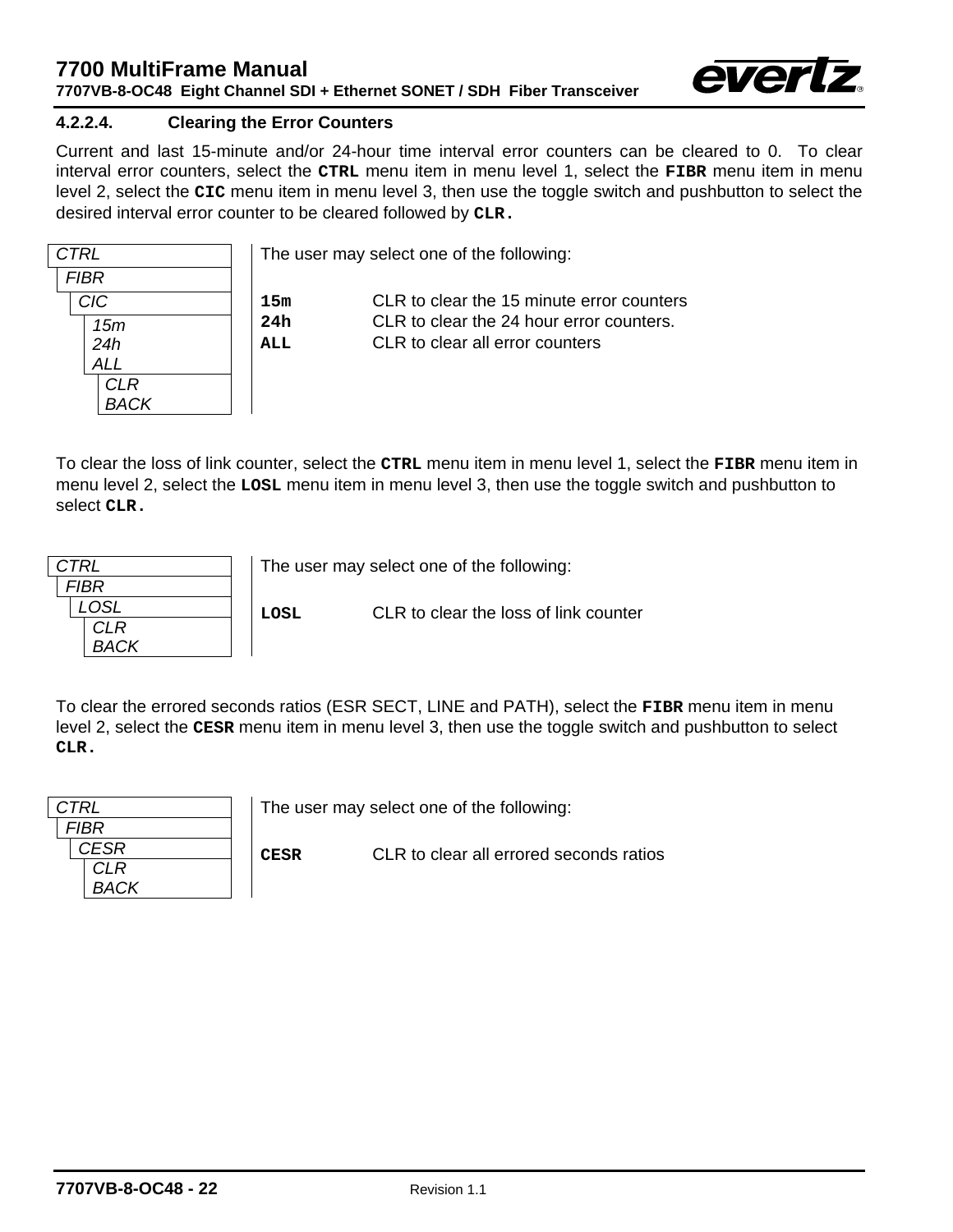### 4.2.2.4. Clearing the Error Counters

Current and last 15-minute and/or 24-hour time interval error counters can be cleared to 0. To clear interval error counters, select the **CTRL** menu item in menu level 1, select the **FIBR** menu item in menu level 2, select the **CIC** menu item in menu level 3, then use the toggle switch and pushbutton to select the desired interval error counter to be cleared followed by **CLR.**

| Menu | Description |
|---|---|
| *CTRL*<br>*FIBR*<br>*CIC*<br>*15m*<br>*24h*<br>*ALL*<br>*CLR*<br>*BACK* | The user may select one of the following:<br><br>**15m** CLR to clear the 15 minute error counters<br>**24h** CLR to clear the 24 hour error counters.<br>**ALL** CLR to clear all error counters |

To clear the loss of link counter, select the **CTRL** menu item in menu level 1, select the **FIBR** menu item in menu level 2, select the **LOSL** menu item in menu level 3, then use the toggle switch and pushbutton to select **CLR.**

| Menu | Description |
|---|---|
| *CTRL*<br>*FIBR*<br>*LOSL*<br>*CLR*<br>*BACK* | The user may select one of the following:<br><br>**LOSL** CLR to clear the loss of link counter |

To clear the errored seconds ratios (ESR SECT, LINE and PATH), select the **FIBR** menu item in menu level 2, select the **CESR** menu item in menu level 3, then use the toggle switch and pushbutton to select **CLR.**

| Menu | Description |
|---|---|
| *CTRL*<br>*FIBR*<br>*CESR*<br>*CLR*<br>*BACK* | The user may select one of the following:<br><br>**CESR** CLR to clear all errored seconds ratios |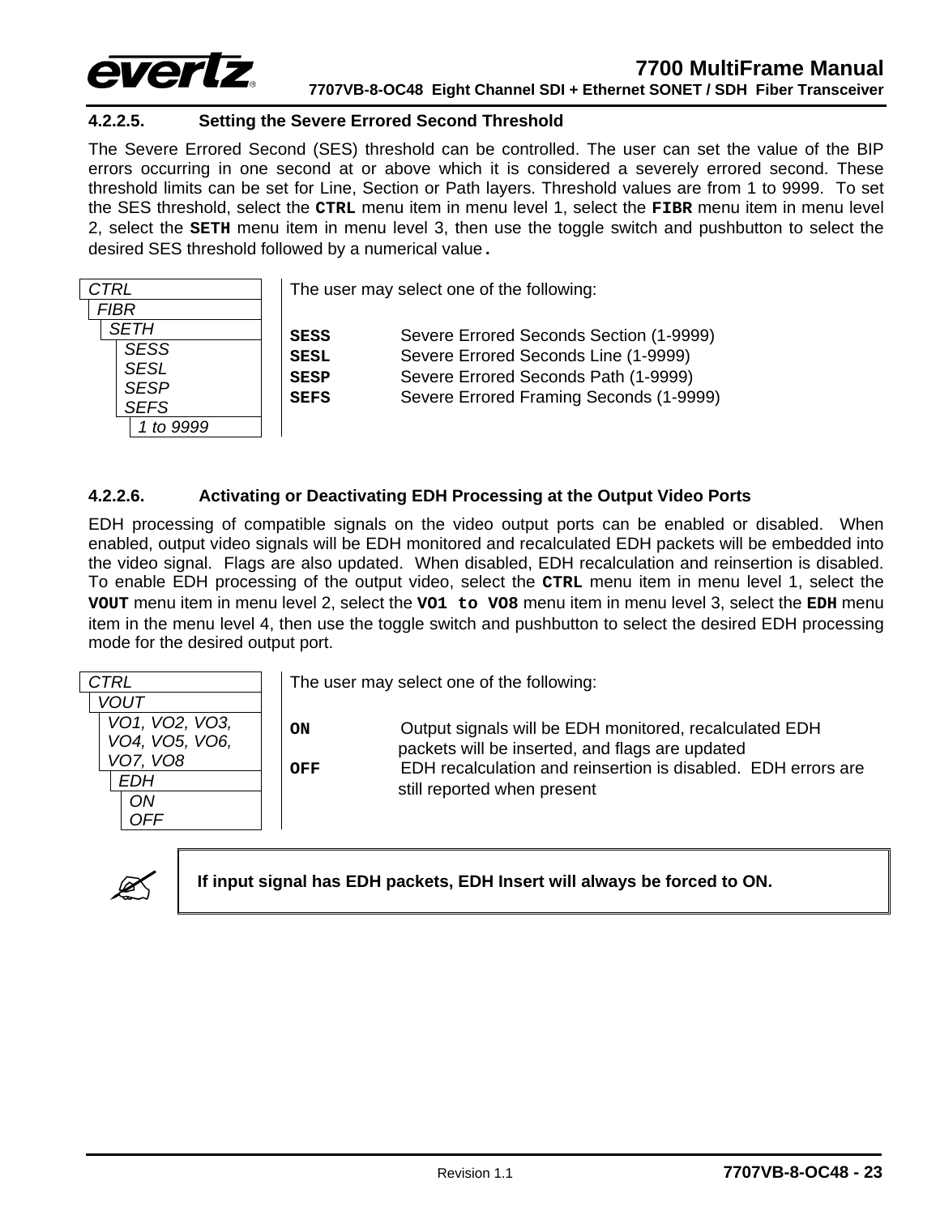#### 4.2.2.5. Setting the Severe Errored Second Threshold

The Severe Errored Second (SES) threshold can be controlled. The user can set the value of the BIP errors occurring in one second at or above which it is considered a severely errored second. These threshold limits can be set for Line, Section or Path layers. Threshold values are from 1 to 9999. To set the SES threshold, select the **CTRL** menu item in menu level 1, select the **FIBR** menu item in menu level 2, select the **SETH** menu item in menu level 3, then use the toggle switch and pushbutton to select the desired SES threshold followed by a numerical value.

```
CTRL
  FIBR
    SETH
      SESS
      SESL
      SESP
      SEFS
        1 to 9999
```

The user may select one of the following:

| | |
|---|---|
| **SESS** | Severe Errored Seconds Section (1-9999) |
| **SESL** | Severe Errored Seconds Line (1-9999) |
| **SESP** | Severe Errored Seconds Path (1-9999) |
| **SEFS** | Severe Errored Framing Seconds (1-9999) |

#### 4.2.2.6. Activating or Deactivating EDH Processing at the Output Video Ports

EDH processing of compatible signals on the video output ports can be enabled or disabled. When enabled, output video signals will be EDH monitored and recalculated EDH packets will be embedded into the video signal. Flags are also updated. When disabled, EDH recalculation and reinsertion is disabled. To enable EDH processing of the output video, select the **CTRL** menu item in menu level 1, select the **VOUT** menu item in menu level 2, select the **VO1 to VO8** menu item in menu level 3, select the **EDH** menu item in the menu level 4, then use the toggle switch and pushbutton to select the desired EDH processing mode for the desired output port.

```
CTRL
  VOUT
    VO1, VO2, VO3,
    VO4, VO5, VO6,
    VO7, VO8
      EDH
        ON
        OFF
```

The user may select one of the following:

| | |
|---|---|
| **ON** | Output signals will be EDH monitored, recalculated EDH packets will be inserted, and flags are updated |
| **OFF** | EDH recalculation and reinsertion is disabled. EDH errors are still reported when present |

> **If input signal has EDH packets, EDH Insert will always be forced to ON.**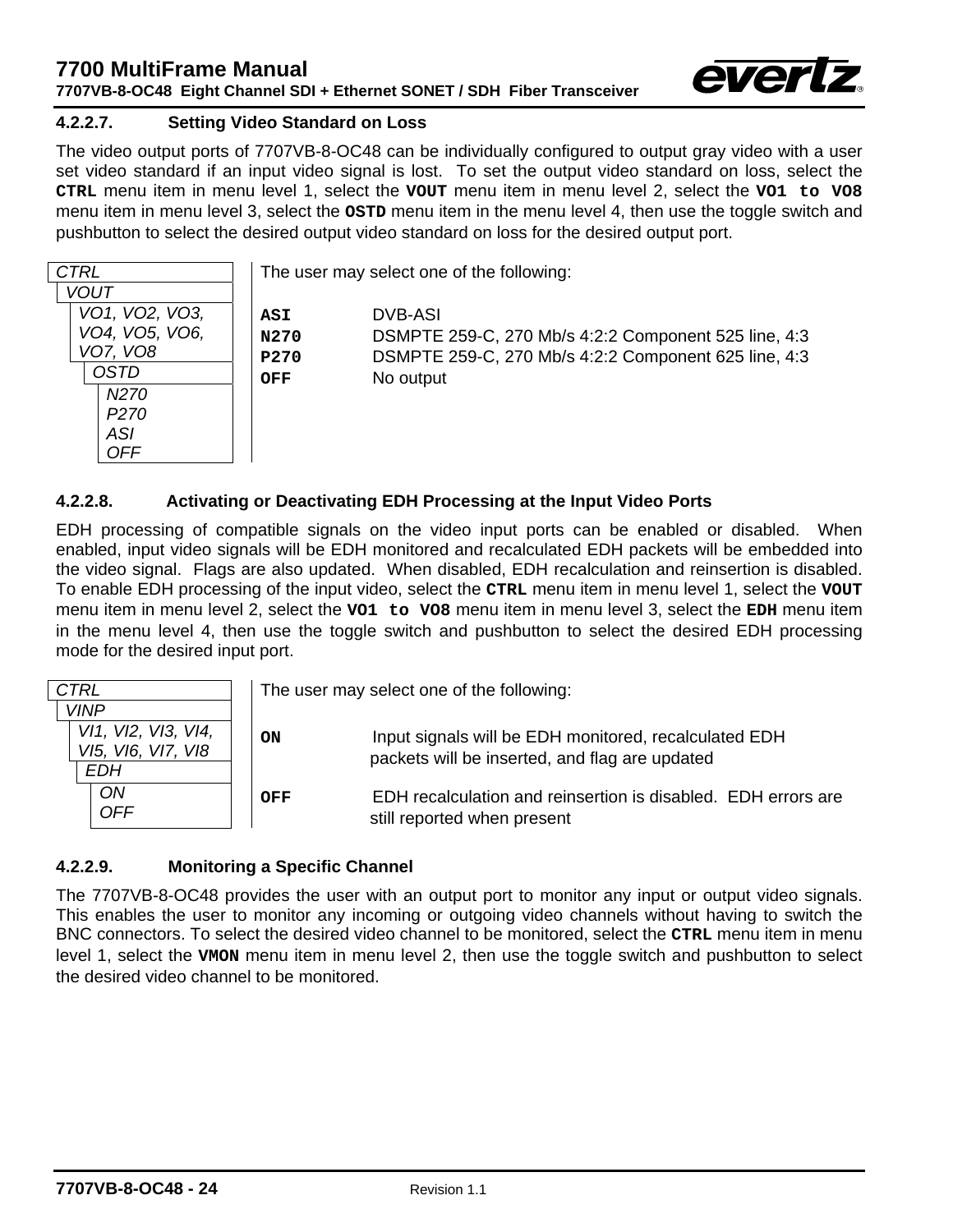### 4.2.2.7. Setting Video Standard on Loss

The video output ports of 7707VB-8-OC48 can be individually configured to output gray video with a user set video standard if an input video signal is lost. To set the output video standard on loss, select the **CTRL** menu item in menu level 1, select the **VOUT** menu item in menu level 2, select the **VO1 to VO8** menu item in menu level 3, select the **OSTD** menu item in the menu level 4, then use the toggle switch and pushbutton to select the desired output video standard on loss for the desired output port.

| Menu | Description |
|---|---|
| *CTRL*<br>*VOUT*<br>*VO1, VO2, VO3, VO4, VO5, VO6, VO7, VO8*<br>*OSTD*<br>*N270*<br>*P270*<br>*ASI*<br>*OFF* | The user may select one of the following:<br><br>**ASI** DVB-ASI<br>**N270** DSMPTE 259-C, 270 Mb/s 4:2:2 Component 525 line, 4:3<br>**P270** DSMPTE 259-C, 270 Mb/s 4:2:2 Component 625 line, 4:3<br>**OFF** No output |

### 4.2.2.8. Activating or Deactivating EDH Processing at the Input Video Ports

EDH processing of compatible signals on the video input ports can be enabled or disabled. When enabled, input video signals will be EDH monitored and recalculated EDH packets will be embedded into the video signal. Flags are also updated. When disabled, EDH recalculation and reinsertion is disabled. To enable EDH processing of the input video, select the **CTRL** menu item in menu level 1, select the **VOUT** menu item in menu level 2, select the **VO1 to VO8** menu item in menu level 3, select the **EDH** menu item in the menu level 4, then use the toggle switch and pushbutton to select the desired EDH processing mode for the desired input port.

| Menu | Description |
|---|---|
| *CTRL*<br>*VINP*<br>*VI1, VI2, VI3, VI4, VI5, VI6, VI7, VI8*<br>*EDH*<br>*ON*<br>*OFF* | The user may select one of the following:<br><br>**ON** Input signals will be EDH monitored, recalculated EDH packets will be inserted, and flag are updated<br><br>**OFF** EDH recalculation and reinsertion is disabled. EDH errors are still reported when present |

### 4.2.2.9. Monitoring a Specific Channel

The 7707VB-8-OC48 provides the user with an output port to monitor any input or output video signals. This enables the user to monitor any incoming or outgoing video channels without having to switch the BNC connectors. To select the desired video channel to be monitored, select the **CTRL** menu item in menu level 1, select the **VMON** menu item in menu level 2, then use the toggle switch and pushbutton to select the desired video channel to be monitored.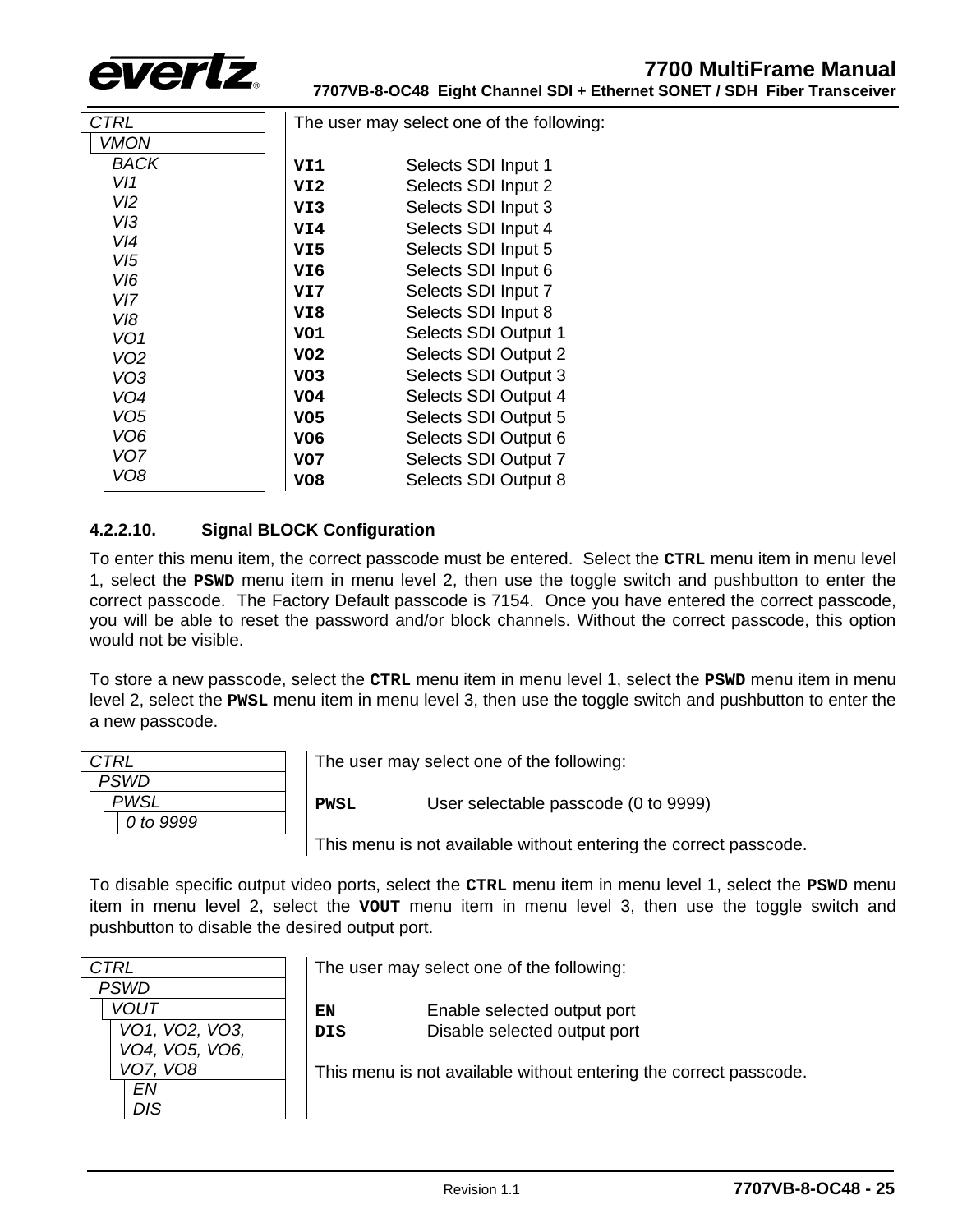| CTRL / VMON | The user may select one of the following: |
|---|---|
| BACK | |
| VI1 | **VI1** Selects SDI Input 1 |
| VI2 | **VI2** Selects SDI Input 2 |
| VI3 | **VI3** Selects SDI Input 3 |
| VI4 | **VI4** Selects SDI Input 4 |
| VI5 | **VI5** Selects SDI Input 5 |
| VI6 | **VI6** Selects SDI Input 6 |
| VI7 | **VI7** Selects SDI Input 7 |
| VI8 | **VI8** Selects SDI Input 8 |
| VO1 | **VO1** Selects SDI Output 1 |
| VO2 | **VO2** Selects SDI Output 2 |
| VO3 | **VO3** Selects SDI Output 3 |
| VO4 | **VO4** Selects SDI Output 4 |
| VO5 | **VO5** Selects SDI Output 5 |
| VO6 | **VO6** Selects SDI Output 6 |
| VO7 | **VO7** Selects SDI Output 7 |
| VO8 | **VO8** Selects SDI Output 8 |

#### 4.2.2.10. Signal BLOCK Configuration

To enter this menu item, the correct passcode must be entered. Select the **CTRL** menu item in menu level 1, select the **PSWD** menu item in menu level 2, then use the toggle switch and pushbutton to enter the correct passcode. The Factory Default passcode is 7154. Once you have entered the correct passcode, you will be able to reset the password and/or block channels. Without the correct passcode, this option would not be visible.

To store a new passcode, select the **CTRL** menu item in menu level 1, select the **PSWD** menu item in menu level 2, select the **PWSL** menu item in menu level 3, then use the toggle switch and pushbutton to enter the a new passcode.

| CTRL / PSWD / PWSL | The user may select one of the following: |
|---|---|
| 0 to 9999 | **PWSL** User selectable passcode (0 to 9999) |
| | This menu is not available without entering the correct passcode. |

To disable specific output video ports, select the **CTRL** menu item in menu level 1, select the **PSWD** menu item in menu level 2, select the **VOUT** menu item in menu level 3, then use the toggle switch and pushbutton to disable the desired output port.

| CTRL / PSWD / VOUT / VO1, VO2, VO3, VO4, VO5, VO6, VO7, VO8 | The user may select one of the following: |
|---|---|
| EN | **EN** Enable selected output port |
| DIS | **DIS** Disable selected output port |
| | This menu is not available without entering the correct passcode. |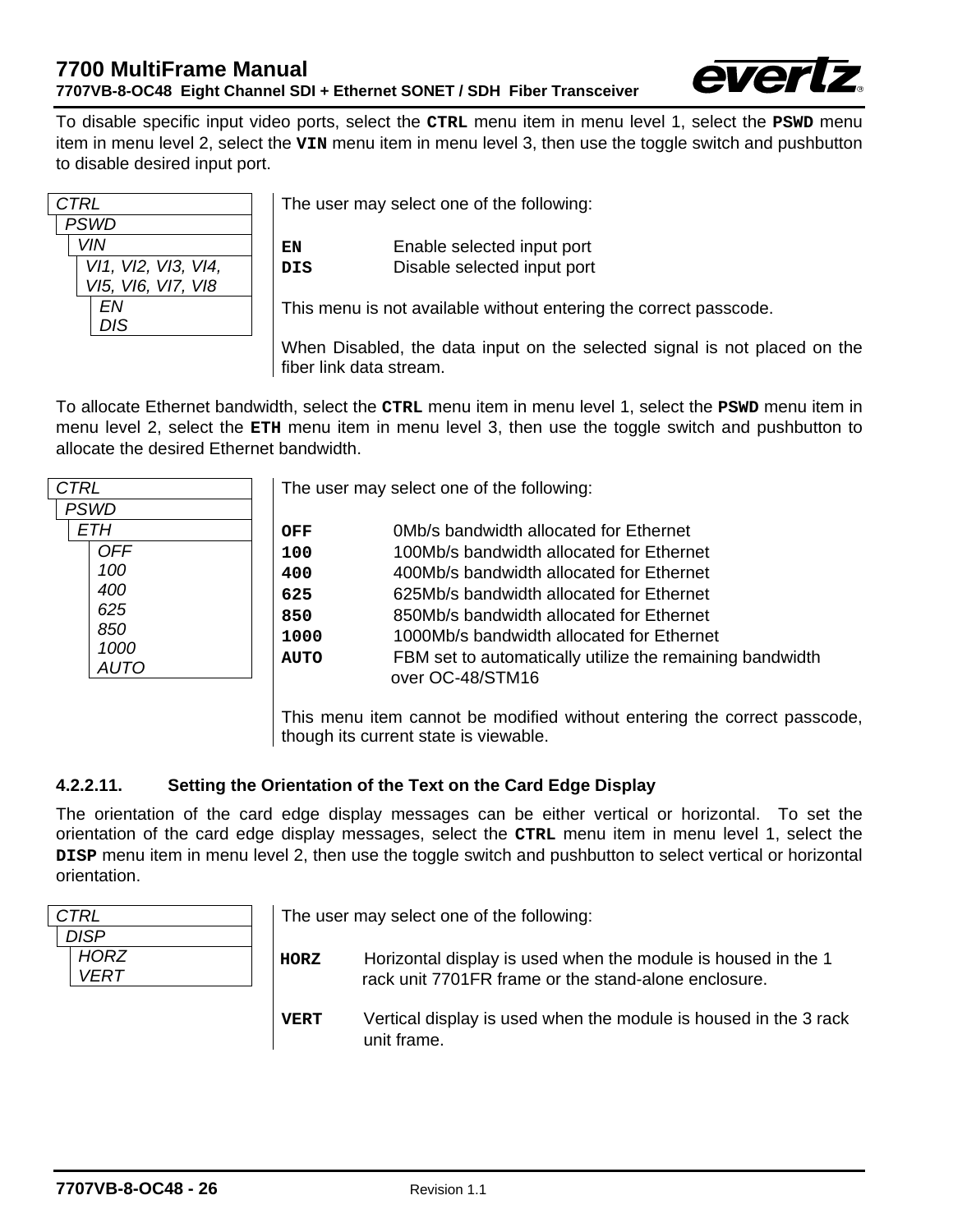To disable specific input video ports, select the **CTRL** menu item in menu level 1, select the **PSWD** menu item in menu level 2, select the **VIN** menu item in menu level 3, then use the toggle switch and pushbutton to disable desired input port.

| Menu | The user may select one of the following: |
|---|---|
| *CTRL*<br>*PSWD*<br>*VIN*<br>*VI1, VI2, VI3, VI4, VI5, VI6, VI7, VI8*<br>*EN*<br>*DIS* | **EN** Enable selected input port<br>**DIS** Disable selected input port<br><br>This menu is not available without entering the correct passcode.<br><br>When Disabled, the data input on the selected signal is not placed on the fiber link data stream. |

To allocate Ethernet bandwidth, select the **CTRL** menu item in menu level 1, select the **PSWD** menu item in menu level 2, select the **ETH** menu item in menu level 3, then use the toggle switch and pushbutton to allocate the desired Ethernet bandwidth.

| Menu | The user may select one of the following: |
|---|---|
| *CTRL*<br>*PSWD*<br>*ETH*<br>*OFF*<br>*100*<br>*400*<br>*625*<br>*850*<br>*1000*<br>*AUTO* | **OFF** 0Mb/s bandwidth allocated for Ethernet<br>**100** 100Mb/s bandwidth allocated for Ethernet<br>**400** 400Mb/s bandwidth allocated for Ethernet<br>**625** 625Mb/s bandwidth allocated for Ethernet<br>**850** 850Mb/s bandwidth allocated for Ethernet<br>**1000** 1000Mb/s bandwidth allocated for Ethernet<br>**AUTO** FBM set to automatically utilize the remaining bandwidth over OC-48/STM16<br><br>This menu item cannot be modified without entering the correct passcode, though its current state is viewable. |

#### 4.2.2.11. Setting the Orientation of the Text on the Card Edge Display

The orientation of the card edge display messages can be either vertical or horizontal. To set the orientation of the card edge display messages, select the **CTRL** menu item in menu level 1, select the **DISP** menu item in menu level 2, then use the toggle switch and pushbutton to select vertical or horizontal orientation.

| Menu | The user may select one of the following: |
|---|---|
| *CTRL*<br>*DISP*<br>*HORZ*<br>*VERT* | **HORZ** Horizontal display is used when the module is housed in the 1 rack unit 7701FR frame or the stand-alone enclosure.<br><br>**VERT** Vertical display is used when the module is housed in the 3 rack unit frame. |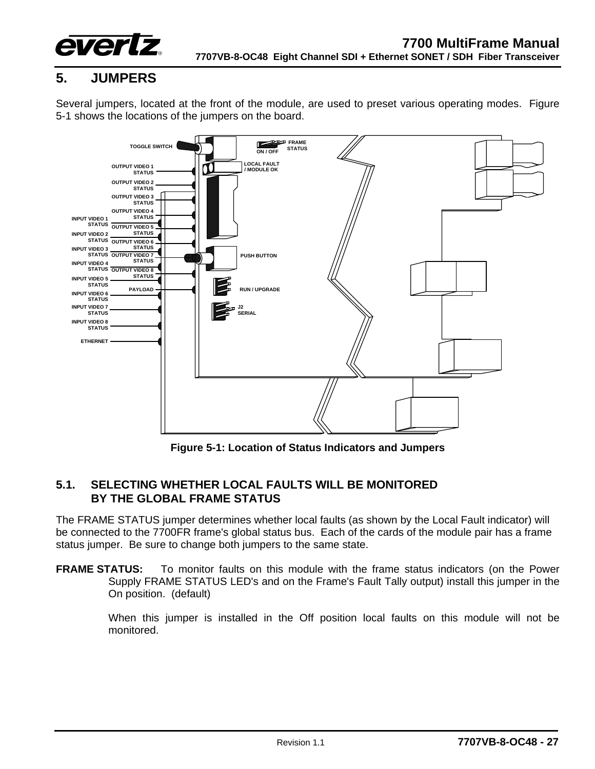# 5. JUMPERS

Several jumpers, located at the front of the module, are used to preset various operating modes. Figure 5-1 shows the locations of the jumpers on the board.

TOGGLE SWITCH

ON / OFF

FRAME STATUS

LOCAL FAULT / MODULE OK

OUTPUT VIDEO 1 STATUS

OUTPUT VIDEO 2 STATUS

OUTPUT VIDEO 3 STATUS

OUTPUT VIDEO 4 STATUS

INPUT VIDEO 1 STATUS

OUTPUT VIDEO 5 STATUS

INPUT VIDEO 2 STATUS

OUTPUT VIDEO 6 STATUS

INPUT VIDEO 3 STATUS

OUTPUT VIDEO 7 STATUS

PUSH BUTTON

INPUT VIDEO 4 STATUS

OUTPUT VIDEO 8 STATUS

INPUT VIDEO 5 STATUS

PAYLOAD

RUN / UPGRADE

INPUT VIDEO 6 STATUS

INPUT VIDEO 7 STATUS

J2 SERIAL

INPUT VIDEO 8 STATUS

ETHERNET

**Figure 5-1: Location of Status Indicators and Jumpers**

## 5.1. SELECTING WHETHER LOCAL FAULTS WILL BE MONITORED BY THE GLOBAL FRAME STATUS

The FRAME STATUS jumper determines whether local faults (as shown by the Local Fault indicator) will be connected to the 7700FR frame's global status bus. Each of the cards of the module pair has a frame status jumper. Be sure to change both jumpers to the same state.

**FRAME STATUS:** To monitor faults on this module with the frame status indicators (on the Power Supply FRAME STATUS LED's and on the Frame's Fault Tally output) install this jumper in the On position. (default)

When this jumper is installed in the Off position local faults on this module will not be monitored.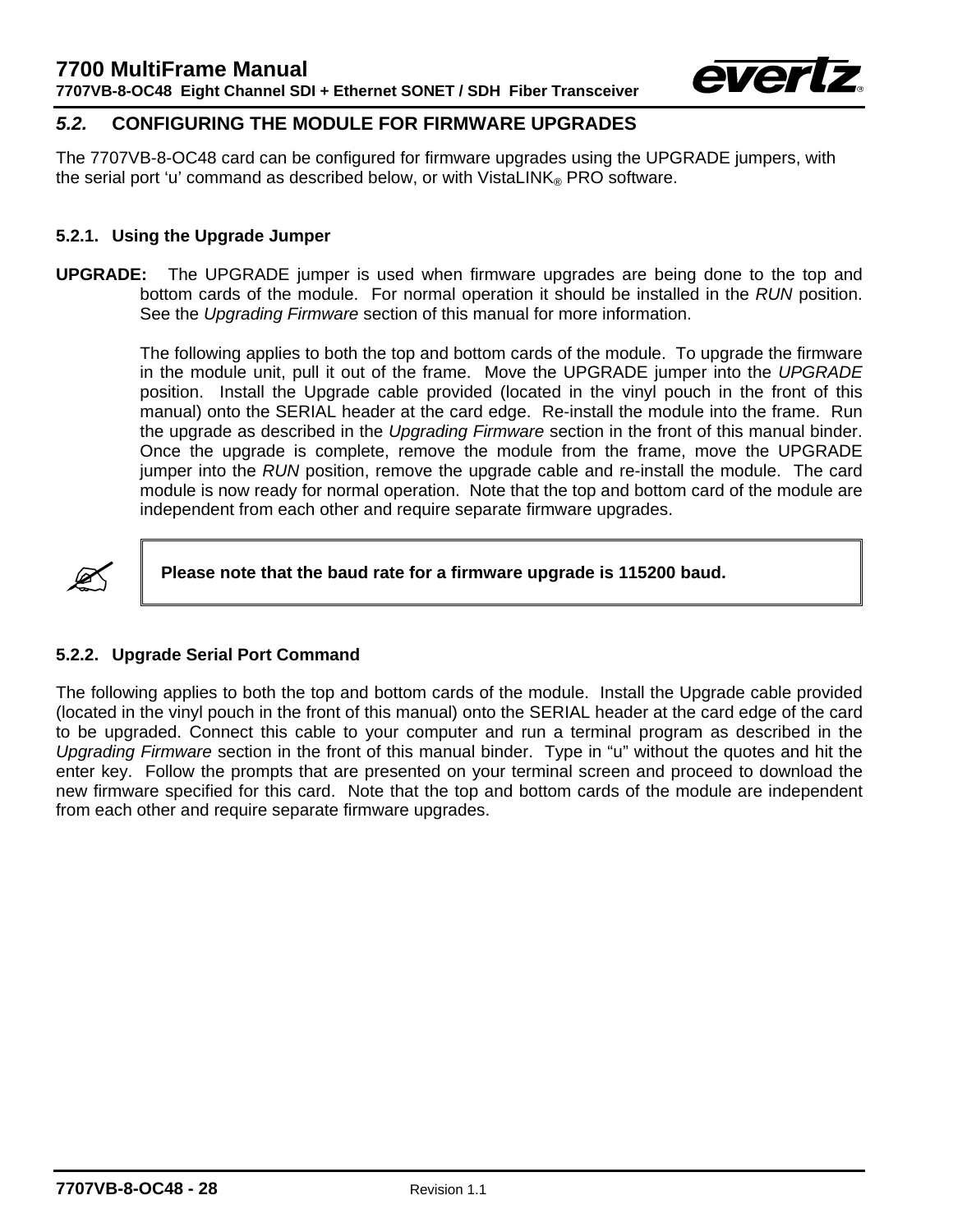## *5.2.* CONFIGURING THE MODULE FOR FIRMWARE UPGRADES

The 7707VB-8-OC48 card can be configured for firmware upgrades using the UPGRADE jumpers, with the serial port 'u' command as described below, or with VistaLINK® PRO software.

### 5.2.1. Using the Upgrade Jumper

**UPGRADE:** The UPGRADE jumper is used when firmware upgrades are being done to the top and bottom cards of the module. For normal operation it should be installed in the *RUN* position. See the *Upgrading Firmware* section of this manual for more information.

The following applies to both the top and bottom cards of the module. To upgrade the firmware in the module unit, pull it out of the frame. Move the UPGRADE jumper into the *UPGRADE* position. Install the Upgrade cable provided (located in the vinyl pouch in the front of this manual) onto the SERIAL header at the card edge. Re-install the module into the frame. Run the upgrade as described in the *Upgrading Firmware* section in the front of this manual binder. Once the upgrade is complete, remove the module from the frame, move the UPGRADE jumper into the *RUN* position, remove the upgrade cable and re-install the module. The card module is now ready for normal operation. Note that the top and bottom card of the module are independent from each other and require separate firmware upgrades.

> **Please note that the baud rate for a firmware upgrade is 115200 baud.**

### 5.2.2. Upgrade Serial Port Command

The following applies to both the top and bottom cards of the module. Install the Upgrade cable provided (located in the vinyl pouch in the front of this manual) onto the SERIAL header at the card edge of the card to be upgraded. Connect this cable to your computer and run a terminal program as described in the *Upgrading Firmware* section in the front of this manual binder. Type in "u" without the quotes and hit the enter key. Follow the prompts that are presented on your terminal screen and proceed to download the new firmware specified for this card. Note that the top and bottom cards of the module are independent from each other and require separate firmware upgrades.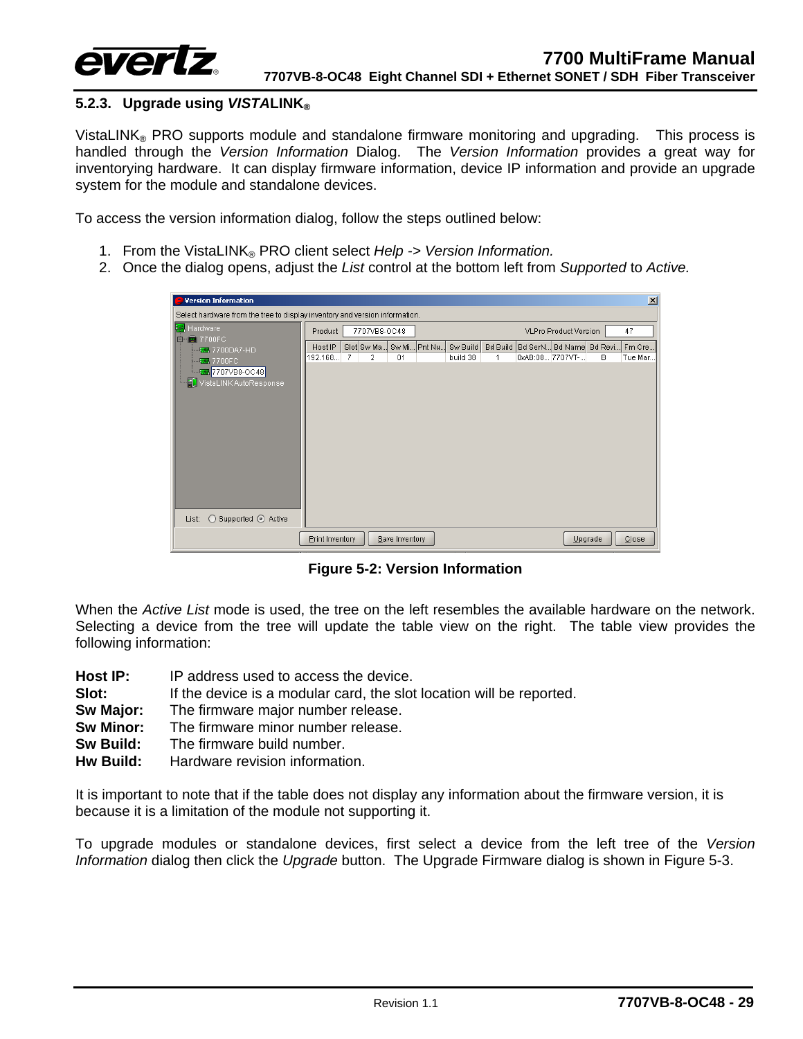### 5.2.3. Upgrade using *VISTA*LINK®

VistaLINK® PRO supports module and standalone firmware monitoring and upgrading. This process is handled through the *Version Information* Dialog. The *Version Information* provides a great way for inventorying hardware. It can display firmware information, device IP information and provide an upgrade system for the module and standalone devices.

To access the version information dialog, follow the steps outlined below:

1. From the VistaLINK® PRO client select *Help -> Version Information.*
2. Once the dialog opens, adjust the *List* control at the bottom left from *Supported* to *Active.*

**Figure 5-2: Version Information**

When the *Active List* mode is used, the tree on the left resembles the available hardware on the network. Selecting a device from the tree will update the table view on the right. The table view provides the following information:

**Host IP:** IP address used to access the device.
**Slot:** If the device is a modular card, the slot location will be reported.
**Sw Major:** The firmware major number release.
**Sw Minor:** The firmware minor number release.
**Sw Build:** The firmware build number.
**Hw Build:** Hardware revision information.

It is important to note that if the table does not display any information about the firmware version, it is because it is a limitation of the module not supporting it.

To upgrade modules or standalone devices, first select a device from the left tree of the *Version Information* dialog then click the *Upgrade* button. The Upgrade Firmware dialog is shown in Figure 5-3.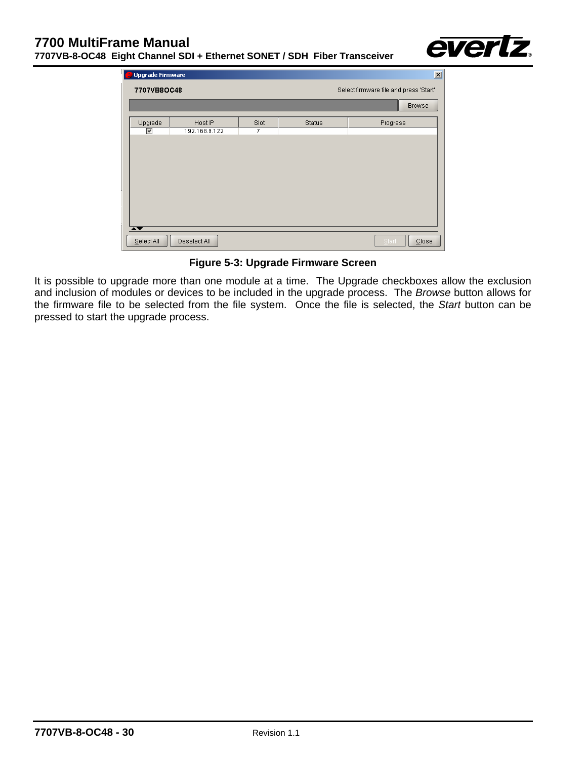**Figure 5-3: Upgrade Firmware Screen**

It is possible to upgrade more than one module at a time. The Upgrade checkboxes allow the exclusion and inclusion of modules or devices to be included in the upgrade process. The *Browse* button allows for the firmware file to be selected from the file system. Once the file is selected, the *Start* button can be pressed to start the upgrade process.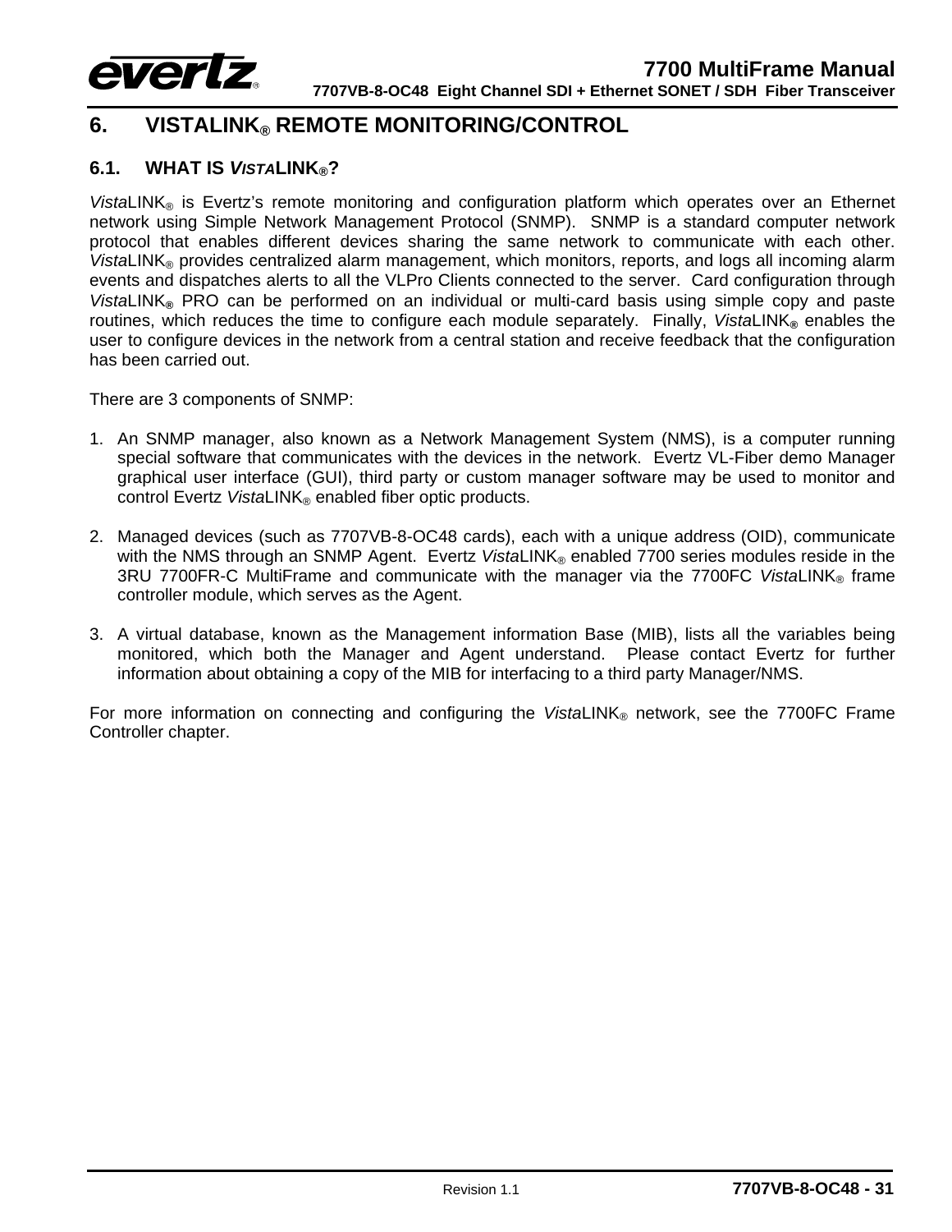# 6. VISTALINK® REMOTE MONITORING/CONTROL

## 6.1. WHAT IS *VISTA*LINK®?

*Vista*LINK® is Evertz's remote monitoring and configuration platform which operates over an Ethernet network using Simple Network Management Protocol (SNMP). SNMP is a standard computer network protocol that enables different devices sharing the same network to communicate with each other. *Vista*LINK® provides centralized alarm management, which monitors, reports, and logs all incoming alarm events and dispatches alerts to all the VLPro Clients connected to the server. Card configuration through *Vista*LINK® PRO can be performed on an individual or multi-card basis using simple copy and paste routines, which reduces the time to configure each module separately. Finally, *Vista*LINK® enables the user to configure devices in the network from a central station and receive feedback that the configuration has been carried out.

There are 3 components of SNMP:

1. An SNMP manager, also known as a Network Management System (NMS), is a computer running special software that communicates with the devices in the network. Evertz VL-Fiber demo Manager graphical user interface (GUI), third party or custom manager software may be used to monitor and control Evertz *Vista*LINK® enabled fiber optic products.

2. Managed devices (such as 7707VB-8-OC48 cards), each with a unique address (OID), communicate with the NMS through an SNMP Agent. Evertz *Vista*LINK® enabled 7700 series modules reside in the 3RU 7700FR-C MultiFrame and communicate with the manager via the 7700FC *Vista*LINK® frame controller module, which serves as the Agent.

3. A virtual database, known as the Management information Base (MIB), lists all the variables being monitored, which both the Manager and Agent understand. Please contact Evertz for further information about obtaining a copy of the MIB for interfacing to a third party Manager/NMS.

For more information on connecting and configuring the *Vista*LINK® network, see the 7700FC Frame Controller chapter.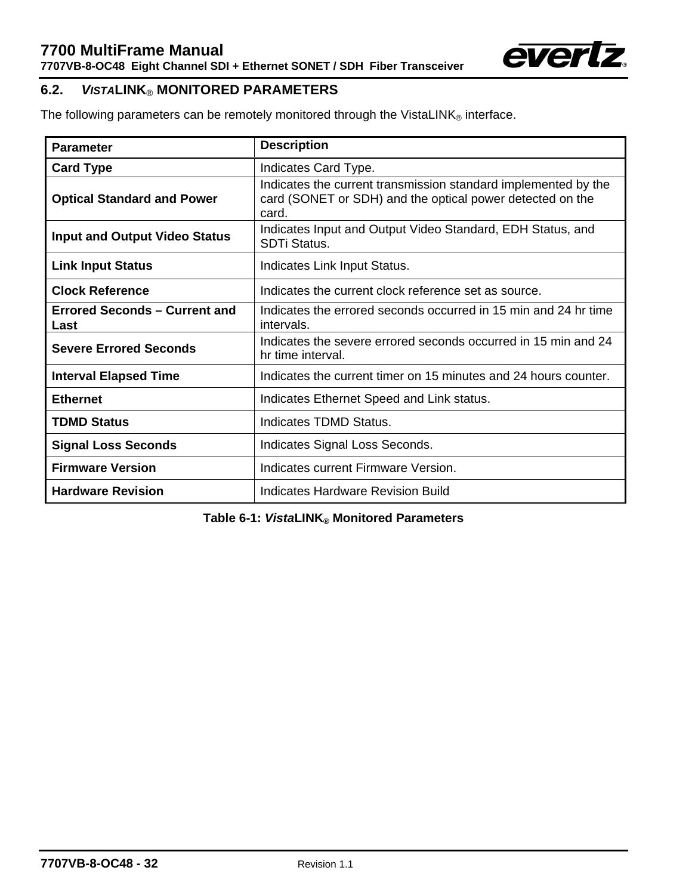## 6.2. *VISTA*LINK® MONITORED PARAMETERS

The following parameters can be remotely monitored through the VistaLINK® interface.

| Parameter | Description |
|---|---|
| **Card Type** | Indicates Card Type. |
| **Optical Standard and Power** | Indicates the current transmission standard implemented by the card (SONET or SDH) and the optical power detected on the card. |
| **Input and Output Video Status** | Indicates Input and Output Video Standard, EDH Status, and SDTi Status. |
| **Link Input Status** | Indicates Link Input Status. |
| **Clock Reference** | Indicates the current clock reference set as source. |
| **Errored Seconds – Current and Last** | Indicates the errored seconds occurred in 15 min and 24 hr time intervals. |
| **Severe Errored Seconds** | Indicates the severe errored seconds occurred in 15 min and 24 hr time interval. |
| **Interval Elapsed Time** | Indicates the current timer on 15 minutes and 24 hours counter. |
| **Ethernet** | Indicates Ethernet Speed and Link status. |
| **TDMD Status** | Indicates TDMD Status. |
| **Signal Loss Seconds** | Indicates Signal Loss Seconds. |
| **Firmware Version** | Indicates current Firmware Version. |
| **Hardware Revision** | Indicates Hardware Revision Build |

**Table 6-1: *Vista*LINK® Monitored Parameters**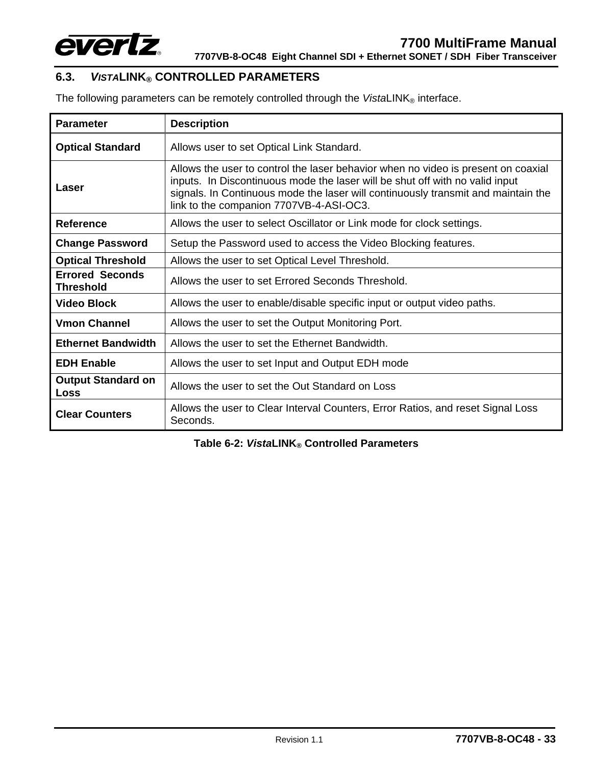## 6.3. *VISTA*LINK® CONTROLLED PARAMETERS

The following parameters can be remotely controlled through the *Vista*LINK® interface.

| Parameter | Description |
|---|---|
| **Optical Standard** | Allows user to set Optical Link Standard. |
| **Laser** | Allows the user to control the laser behavior when no video is present on coaxial inputs. In Discontinuous mode the laser will be shut off with no valid input signals. In Continuous mode the laser will continuously transmit and maintain the link to the companion 7707VB-4-ASI-OC3. |
| **Reference** | Allows the user to select Oscillator or Link mode for clock settings. |
| **Change Password** | Setup the Password used to access the Video Blocking features. |
| **Optical Threshold** | Allows the user to set Optical Level Threshold. |
| **Errored Seconds Threshold** | Allows the user to set Errored Seconds Threshold. |
| **Video Block** | Allows the user to enable/disable specific input or output video paths. |
| **Vmon Channel** | Allows the user to set the Output Monitoring Port. |
| **Ethernet Bandwidth** | Allows the user to set the Ethernet Bandwidth. |
| **EDH Enable** | Allows the user to set Input and Output EDH mode |
| **Output Standard on Loss** | Allows the user to set the Out Standard on Loss |
| **Clear Counters** | Allows the user to Clear Interval Counters, Error Ratios, and reset Signal Loss Seconds. |

**Table 6-2: *Vista*LINK® Controlled Parameters**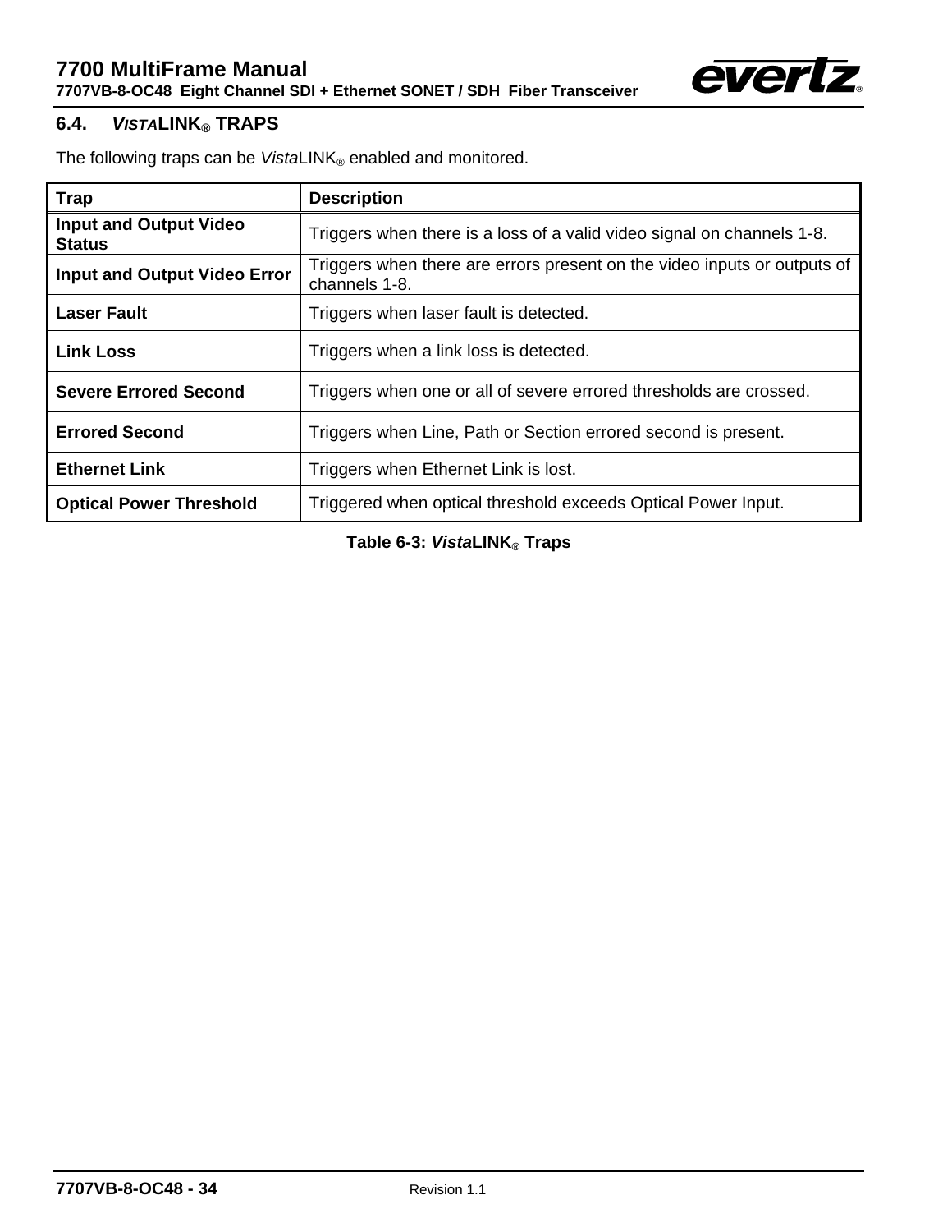## 6.4. *VISTA*LINK® TRAPS

The following traps can be *Vista*LINK® enabled and monitored.

| Trap | Description |
|---|---|
| **Input and Output Video Status** | Triggers when there is a loss of a valid video signal on channels 1-8. |
| **Input and Output Video Error** | Triggers when there are errors present on the video inputs or outputs of channels 1-8. |
| **Laser Fault** | Triggers when laser fault is detected. |
| **Link Loss** | Triggers when a link loss is detected. |
| **Severe Errored Second** | Triggers when one or all of severe errored thresholds are crossed. |
| **Errored Second** | Triggers when Line, Path or Section errored second is present. |
| **Ethernet Link** | Triggers when Ethernet Link is lost. |
| **Optical Power Threshold** | Triggered when optical threshold exceeds Optical Power Input. |

**Table 6-3: *Vista*LINK® Traps**